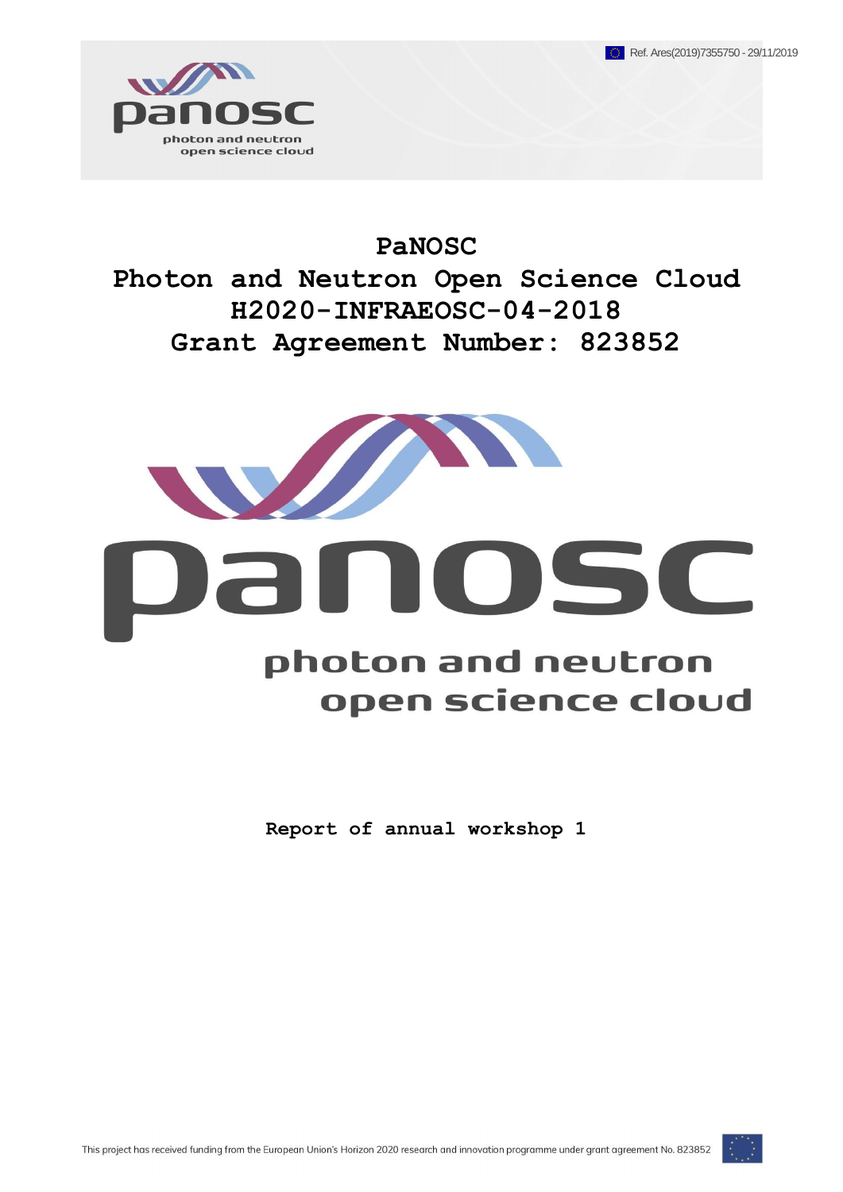Ref. Ares(2019)7355750 - 29/11/2019

# PaNOSC
# Photon and Neutron Open Science Cloud
# H2020-INFRAEOSC-04-2018
# Grant Agreement Number: 823852

**Report of annual workshop 1**

This project has received funding from the European Union's Horizon 2020 research and innovation programme under grant agreement No. 823852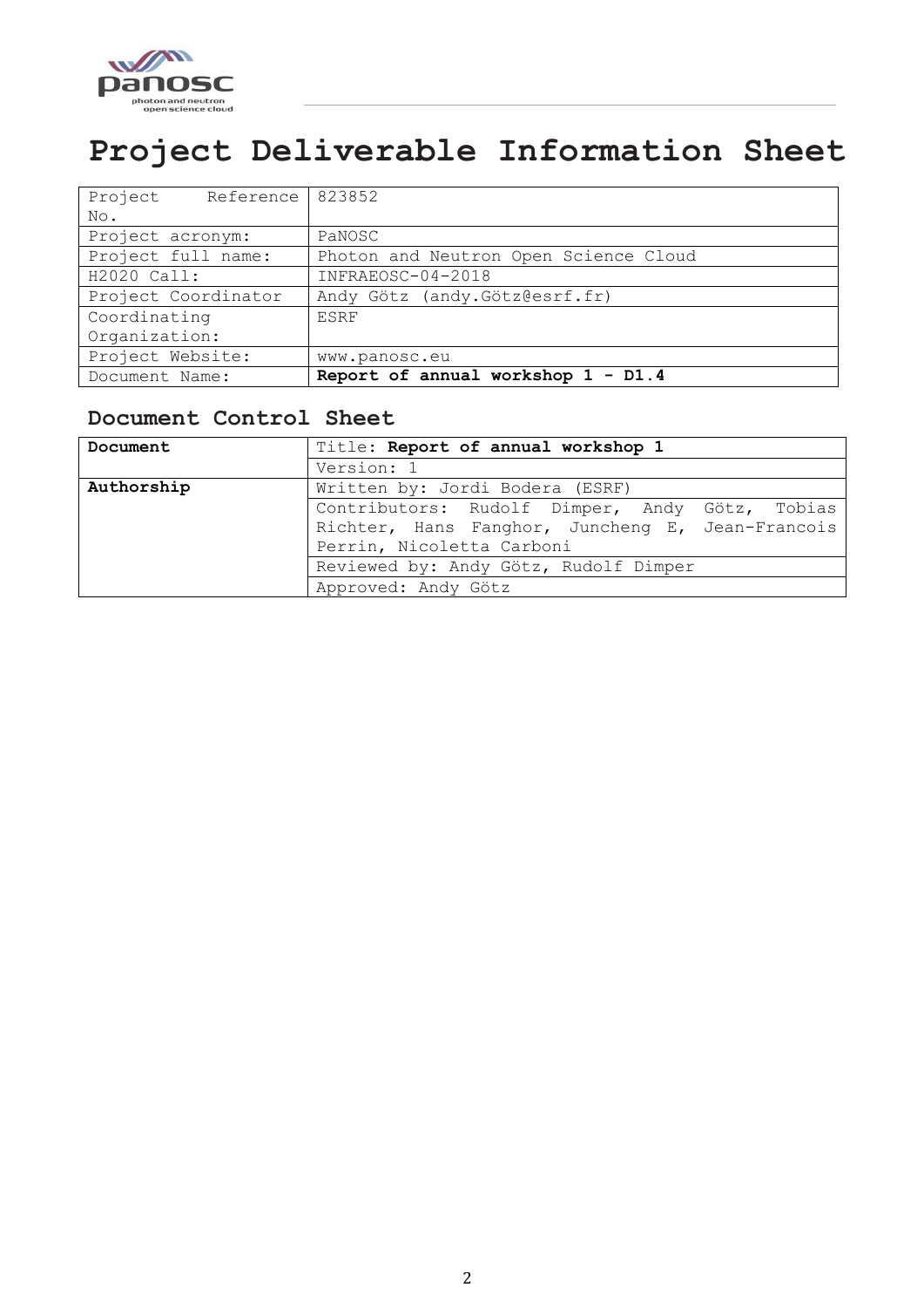# Project Deliverable Information Sheet

| Project Reference No. | 823852 |
|---|---|
| Project acronym: | PaNOSC |
| Project full name: | Photon and Neutron Open Science Cloud |
| H2020 Call: | INFRAEOSC-04-2018 |
| Project Coordinator | Andy Götz (andy.Götz@esrf.fr) |
| Coordinating Organization: | ESRF |
| Project Website: | www.panosc.eu |
| Document Name: | **Report of annual workshop 1 - D1.4** |

## Document Control Sheet

| | |
|---|---|
| **Document** | Title: **Report of annual workshop 1** |
| | Version: 1 |
| **Authorship** | Written by: Jordi Bodera (ESRF) |
| | Contributors: Rudolf Dimper, Andy Götz, Tobias Richter, Hans Fanghor, Juncheng E, Jean-Francois Perrin, Nicoletta Carboni |
| | Reviewed by: Andy Götz, Rudolf Dimper |
| | Approved: Andy Götz |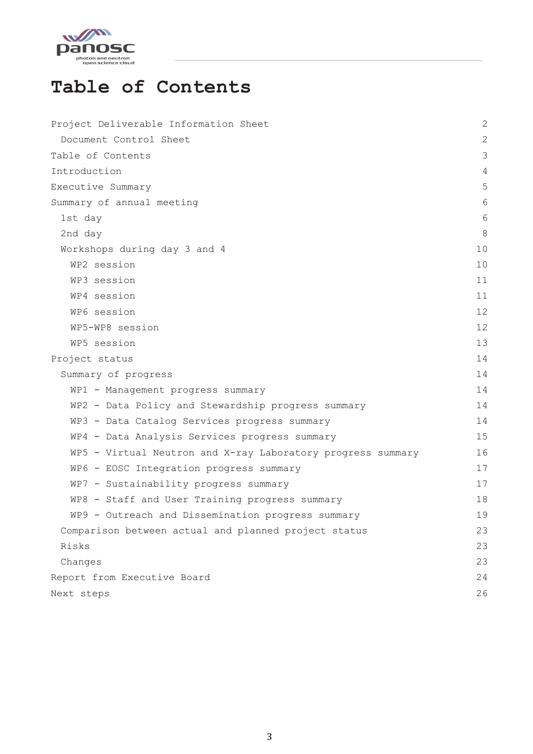# Table of Contents

- Project Deliverable Information Sheet 2
  - Document Control Sheet 2
- Table of Contents 3
- Introduction 4
- Executive Summary 5
- Summary of annual meeting 6
  - 1st day 6
  - 2nd day 8
  - Workshops during day 3 and 4 10
    - WP2 session 10
    - WP3 session 11
    - WP4 session 11
    - WP6 session 12
    - WP5-WP8 session 12
    - WP5 session 13
- Project status 14
  - Summary of progress 14
    - WP1 - Management progress summary 14
    - WP2 - Data Policy and Stewardship progress summary 14
    - WP3 - Data Catalog Services progress summary 14
    - WP4 - Data Analysis Services progress summary 15
    - WP5 - Virtual Neutron and X-ray Laboratory progress summary 16
    - WP6 - EOSC Integration progress summary 17
    - WP7 - Sustainability progress summary 17
    - WP8 - Staff and User Training progress summary 18
    - WP9 - Outreach and Dissemination progress summary 19
  - Comparison between actual and planned project status 23
  - Risks 23
  - Changes 23
- Report from Executive Board 24
- Next steps 26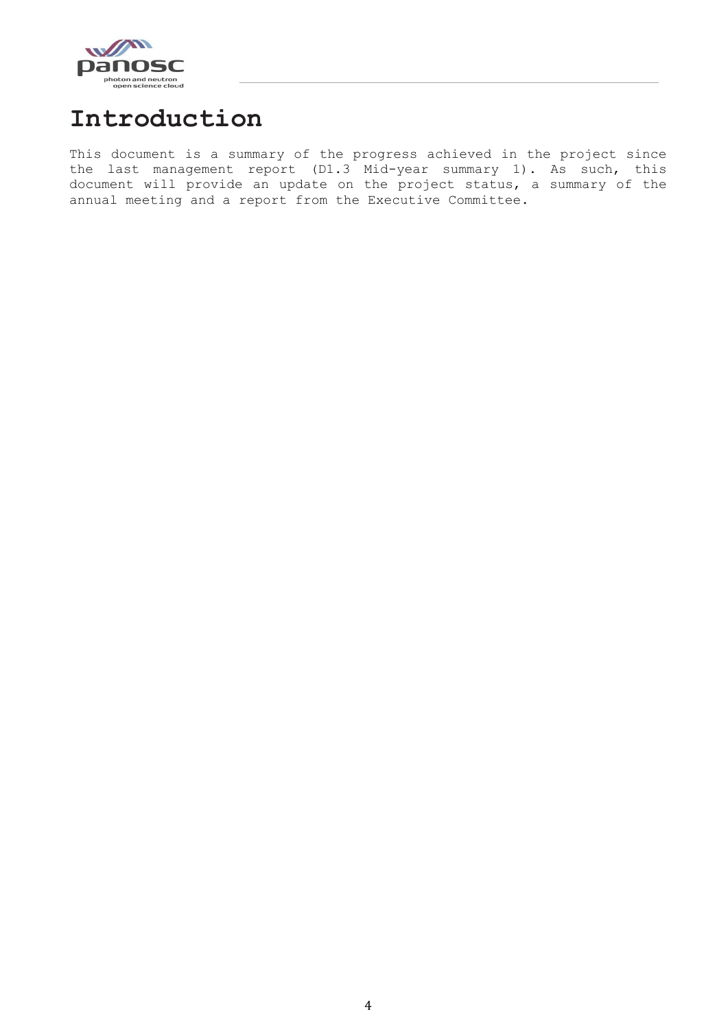# Introduction

This document is a summary of the progress achieved in the project since the last management report (D1.3 Mid-year summary 1). As such, this document will provide an update on the project status, a summary of the annual meeting and a report from the Executive Committee.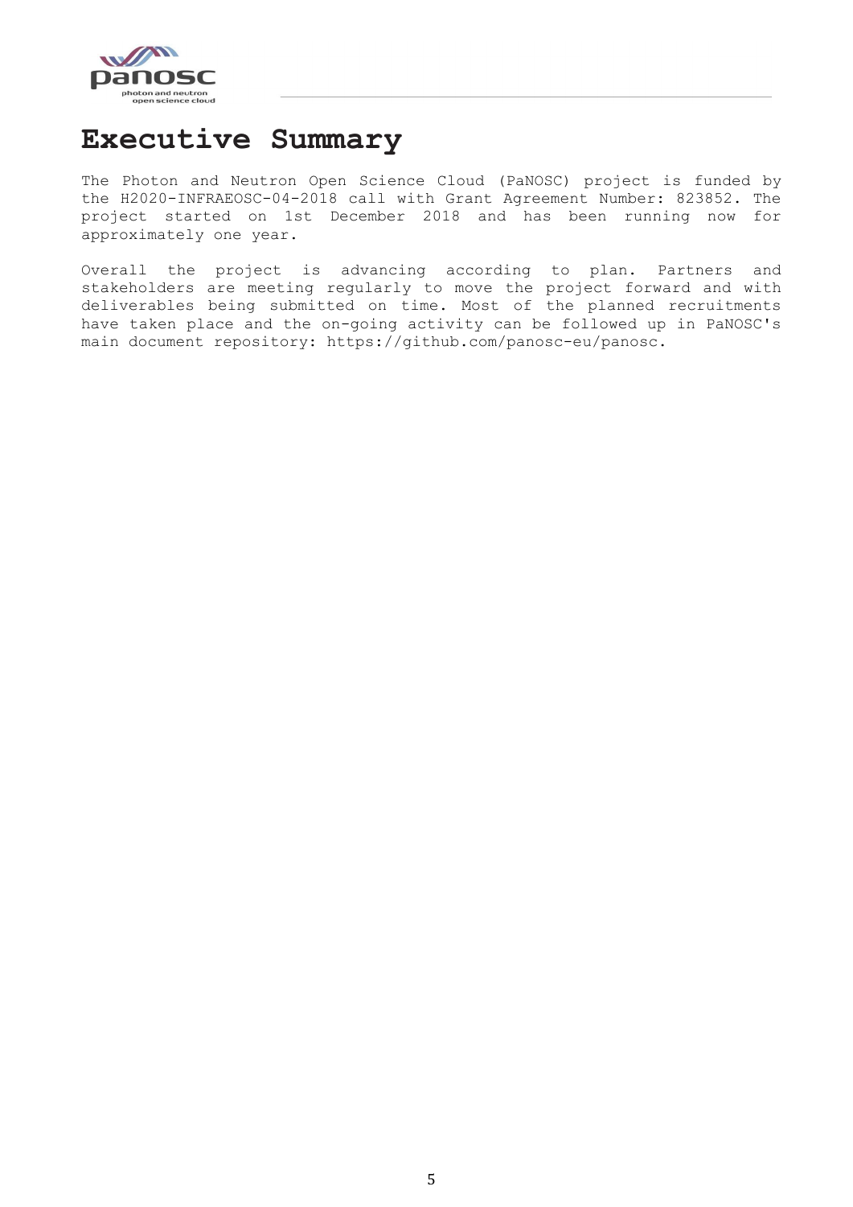# Executive Summary

The Photon and Neutron Open Science Cloud (PaNOSC) project is funded by the H2020-INFRAEOSC-04-2018 call with Grant Agreement Number: 823852. The project started on 1st December 2018 and has been running now for approximately one year.

Overall the project is advancing according to plan. Partners and stakeholders are meeting regularly to move the project forward and with deliverables being submitted on time. Most of the planned recruitments have taken place and the on-going activity can be followed up in PaNOSC's main document repository: https://github.com/panosc-eu/panosc.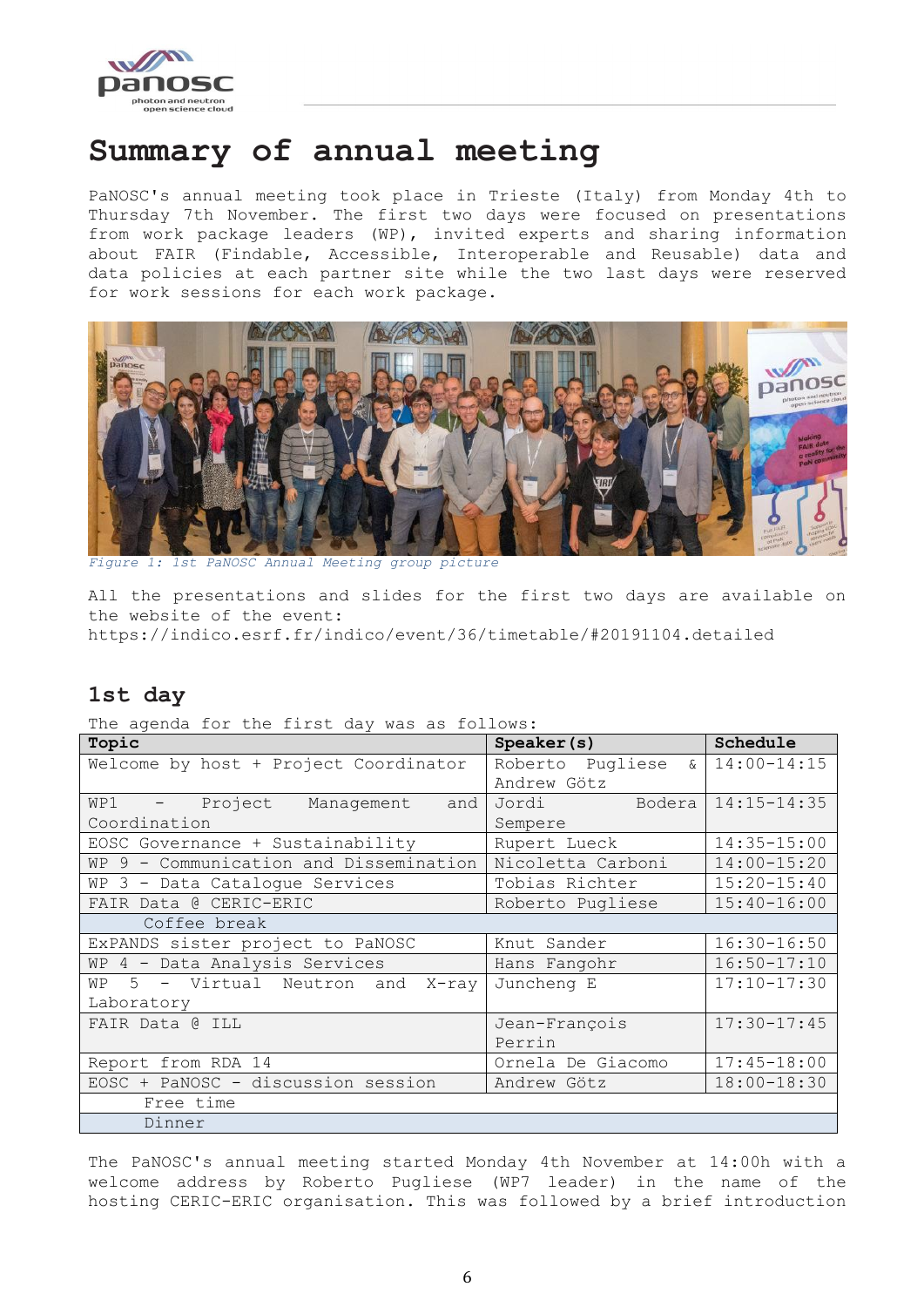# Summary of annual meeting

PaNOSC's annual meeting took place in Trieste (Italy) from Monday 4th to Thursday 7th November. The first two days were focused on presentations from work package leaders (WP), invited experts and sharing information about FAIR (Findable, Accessible, Interoperable and Reusable) data and data policies at each partner site while the two last days were reserved for work sessions for each work package.

*Figure 1: 1st PaNOSC Annual Meeting group picture*

All the presentations and slides for the first two days are available on the website of the event:
https://indico.esrf.fr/indico/event/36/timetable/#20191104.detailed

## 1st day

The agenda for the first day was as follows:

| Topic | Speaker(s) | Schedule |
|---|---|---|
| Welcome by host + Project Coordinator | Roberto Pugliese & Andrew Götz | 14:00-14:15 |
| WP1 - Project Management and Coordination | Jordi Bodera Sempere | 14:15-14:35 |
| EOSC Governance + Sustainability | Rupert Lueck | 14:35-15:00 |
| WP 9 - Communication and Dissemination | Nicoletta Carboni | 14:00-15:20 |
| WP 3 - Data Catalogue Services | Tobias Richter | 15:20-15:40 |
| FAIR Data @ CERIC-ERIC | Roberto Pugliese | 15:40-16:00 |
| Coffee break | | |
| ExPANDS sister project to PaNOSC | Knut Sander | 16:30-16:50 |
| WP 4 - Data Analysis Services | Hans Fangohr | 16:50-17:10 |
| WP 5 - Virtual Neutron and X-ray Laboratory | Juncheng E | 17:10-17:30 |
| FAIR Data @ ILL | Jean-François Perrin | 17:30-17:45 |
| Report from RDA 14 | Ornela De Giacomo | 17:45-18:00 |
| EOSC + PaNOSC - discussion session | Andrew Götz | 18:00-18:30 |
| Free time | | |
| Dinner | | |

The PaNOSC's annual meeting started Monday 4th November at 14:00h with a welcome address by Roberto Pugliese (WP7 leader) in the name of the hosting CERIC-ERIC organisation. This was followed by a brief introduction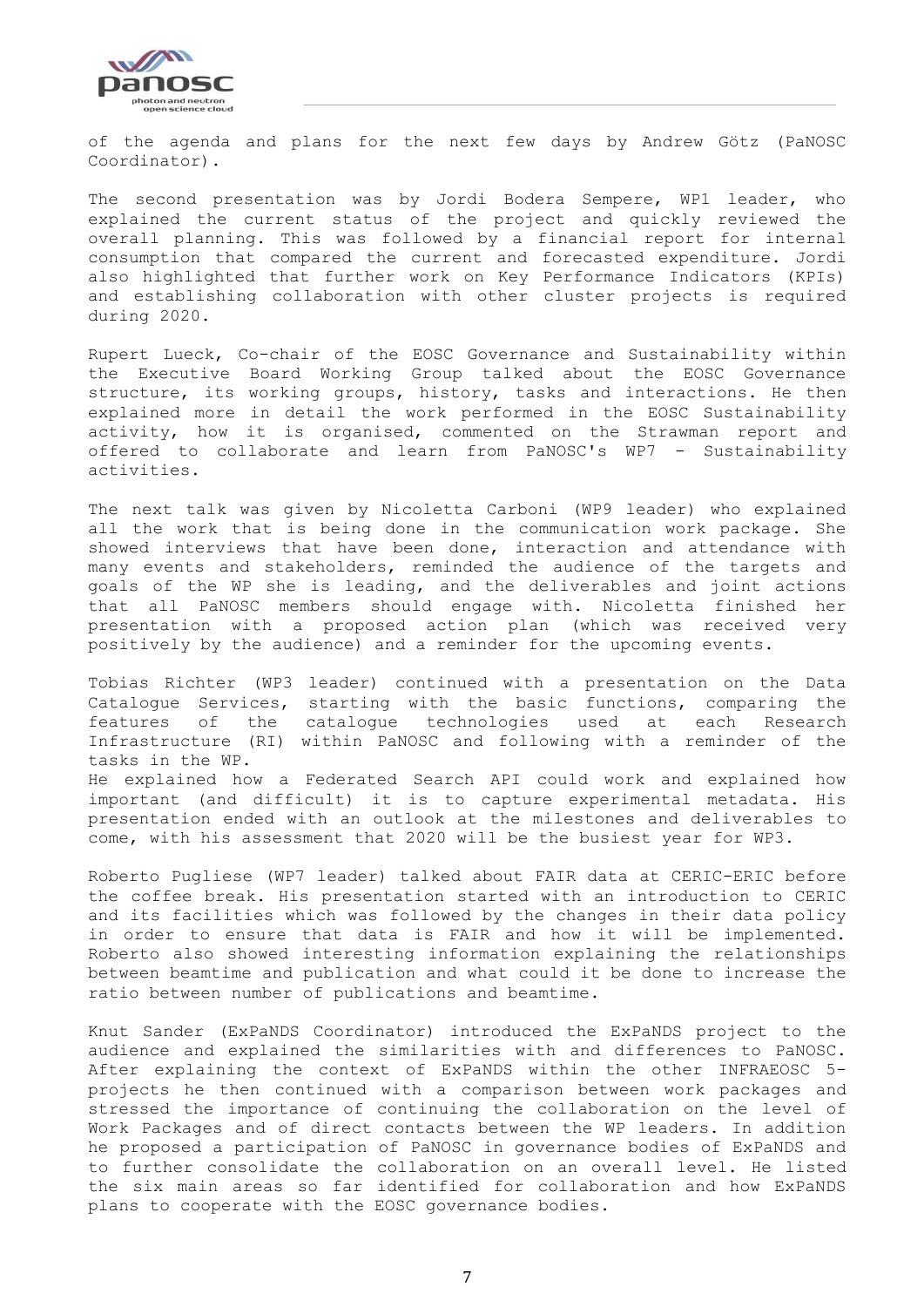of the agenda and plans for the next few days by Andrew Götz (PaNOSC Coordinator).

The second presentation was by Jordi Bodera Sempere, WP1 leader, who explained the current status of the project and quickly reviewed the overall planning. This was followed by a financial report for internal consumption that compared the current and forecasted expenditure. Jordi also highlighted that further work on Key Performance Indicators (KPIs) and establishing collaboration with other cluster projects is required during 2020.

Rupert Lueck, Co-chair of the EOSC Governance and Sustainability within the Executive Board Working Group talked about the EOSC Governance structure, its working groups, history, tasks and interactions. He then explained more in detail the work performed in the EOSC Sustainability activity, how it is organised, commented on the Strawman report and offered to collaborate and learn from PaNOSC's WP7 - Sustainability activities.

The next talk was given by Nicoletta Carboni (WP9 leader) who explained all the work that is being done in the communication work package. She showed interviews that have been done, interaction and attendance with many events and stakeholders, reminded the audience of the targets and goals of the WP she is leading, and the deliverables and joint actions that all PaNOSC members should engage with. Nicoletta finished her presentation with a proposed action plan (which was received very positively by the audience) and a reminder for the upcoming events.

Tobias Richter (WP3 leader) continued with a presentation on the Data Catalogue Services, starting with the basic functions, comparing the features of the catalogue technologies used at each Research Infrastructure (RI) within PaNOSC and following with a reminder of the tasks in the WP.
He explained how a Federated Search API could work and explained how important (and difficult) it is to capture experimental metadata. His presentation ended with an outlook at the milestones and deliverables to come, with his assessment that 2020 will be the busiest year for WP3.

Roberto Pugliese (WP7 leader) talked about FAIR data at CERIC-ERIC before the coffee break. His presentation started with an introduction to CERIC and its facilities which was followed by the changes in their data policy in order to ensure that data is FAIR and how it will be implemented. Roberto also showed interesting information explaining the relationships between beamtime and publication and what could it be done to increase the ratio between number of publications and beamtime.

Knut Sander (ExPaNDS Coordinator) introduced the ExPaNDS project to the audience and explained the similarities with and differences to PaNOSC. After explaining the context of ExPaNDS within the other INFRAEOSC 5-projects he then continued with a comparison between work packages and stressed the importance of continuing the collaboration on the level of Work Packages and of direct contacts between the WP leaders. In addition he proposed a participation of PaNOSC in governance bodies of ExPaNDS and to further consolidate the collaboration on an overall level. He listed the six main areas so far identified for collaboration and how ExPaNDS plans to cooperate with the EOSC governance bodies.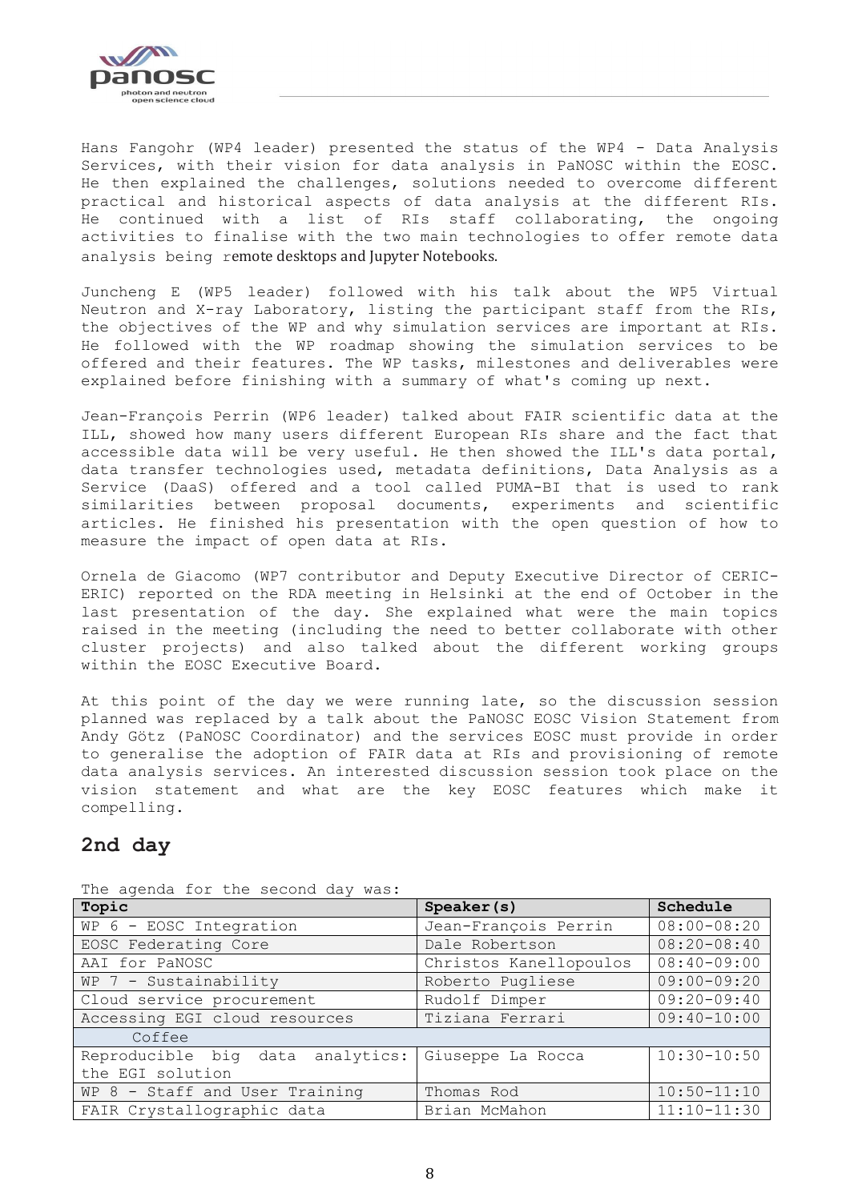Hans Fangohr (WP4 leader) presented the status of the WP4 - Data Analysis Services, with their vision for data analysis in PaNOSC within the EOSC. He then explained the challenges, solutions needed to overcome different practical and historical aspects of data analysis at the different RIs. He continued with a list of RIs staff collaborating, the ongoing activities to finalise with the two main technologies to offer remote data analysis being remote desktops and Jupyter Notebooks.

Juncheng E (WP5 leader) followed with his talk about the WP5 Virtual Neutron and X-ray Laboratory, listing the participant staff from the RIs, the objectives of the WP and why simulation services are important at RIs. He followed with the WP roadmap showing the simulation services to be offered and their features. The WP tasks, milestones and deliverables were explained before finishing with a summary of what's coming up next.

Jean-François Perrin (WP6 leader) talked about FAIR scientific data at the ILL, showed how many users different European RIs share and the fact that accessible data will be very useful. He then showed the ILL's data portal, data transfer technologies used, metadata definitions, Data Analysis as a Service (DaaS) offered and a tool called PUMA-BI that is used to rank similarities between proposal documents, experiments and scientific articles. He finished his presentation with the open question of how to measure the impact of open data at RIs.

Ornela de Giacomo (WP7 contributor and Deputy Executive Director of CERIC-ERIC) reported on the RDA meeting in Helsinki at the end of October in the last presentation of the day. She explained what were the main topics raised in the meeting (including the need to better collaborate with other cluster projects) and also talked about the different working groups within the EOSC Executive Board.

At this point of the day we were running late, so the discussion session planned was replaced by a talk about the PaNOSC EOSC Vision Statement from Andy Götz (PaNOSC Coordinator) and the services EOSC must provide in order to generalise the adoption of FAIR data at RIs and provisioning of remote data analysis services. An interested discussion session took place on the vision statement and what are the key EOSC features which make it compelling.

## 2nd day

The agenda for the second day was:

| Topic | Speaker(s) | Schedule |
| --- | --- | --- |
| WP 6 - EOSC Integration | Jean-François Perrin | 08:00-08:20 |
| EOSC Federating Core | Dale Robertson | 08:20-08:40 |
| AAI for PaNOSC | Christos Kanellopoulos | 08:40-09:00 |
| WP 7 - Sustainability | Roberto Pugliese | 09:00-09:20 |
| Cloud service procurement | Rudolf Dimper | 09:20-09:40 |
| Accessing EGI cloud resources | Tiziana Ferrari | 09:40-10:00 |
| Coffee | | |
| Reproducible big data analytics: the EGI solution | Giuseppe La Rocca | 10:30-10:50 |
| WP 8 - Staff and User Training | Thomas Rod | 10:50-11:10 |
| FAIR Crystallographic data | Brian McMahon | 11:10-11:30 |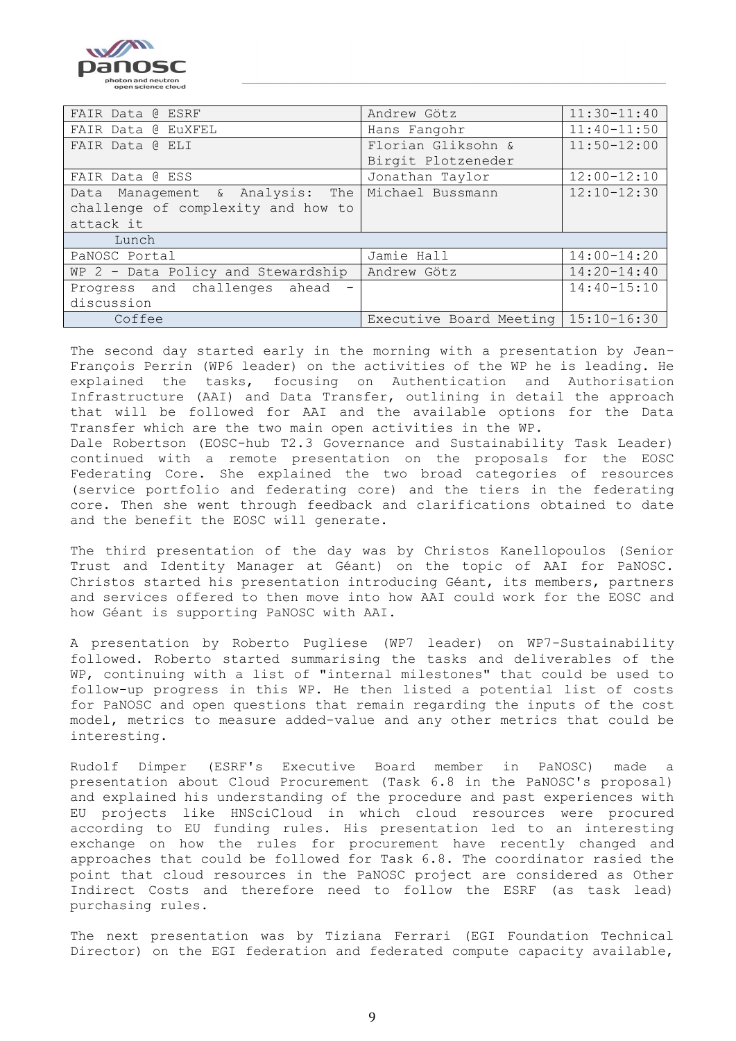| | | |
|---|---|---|
| FAIR Data @ ESRF | Andrew Götz | 11:30-11:40 |
| FAIR Data @ EuXFEL | Hans Fangohr | 11:40-11:50 |
| FAIR Data @ ELI | Florian Gliksohn & Birgit Plotzeneder | 11:50-12:00 |
| FAIR Data @ ESS | Jonathan Taylor | 12:00-12:10 |
| Data Management & Analysis: The challenge of complexity and how to attack it | Michael Bussmann | 12:10-12:30 |
| Lunch | | |
| PaNOSC Portal | Jamie Hall | 14:00-14:20 |
| WP 2 - Data Policy and Stewardship | Andrew Götz | 14:20-14:40 |
| Progress and challenges ahead - discussion | | 14:40-15:10 |
| Coffee | Executive Board Meeting | 15:10-16:30 |

The second day started early in the morning with a presentation by Jean-François Perrin (WP6 leader) on the activities of the WP he is leading. He explained the tasks, focusing on Authentication and Authorisation Infrastructure (AAI) and Data Transfer, outlining in detail the approach that will be followed for AAI and the available options for the Data Transfer which are the two main open activities in the WP.
Dale Robertson (EOSC-hub T2.3 Governance and Sustainability Task Leader) continued with a remote presentation on the proposals for the EOSC Federating Core. She explained the two broad categories of resources (service portfolio and federating core) and the tiers in the federating core. Then she went through feedback and clarifications obtained to date and the benefit the EOSC will generate.

The third presentation of the day was by Christos Kanellopoulos (Senior Trust and Identity Manager at Géant) on the topic of AAI for PaNOSC. Christos started his presentation introducing Géant, its members, partners and services offered to then move into how AAI could work for the EOSC and how Géant is supporting PaNOSC with AAI.

A presentation by Roberto Pugliese (WP7 leader) on WP7-Sustainability followed. Roberto started summarising the tasks and deliverables of the WP, continuing with a list of "internal milestones" that could be used to follow-up progress in this WP. He then listed a potential list of costs for PaNOSC and open questions that remain regarding the inputs of the cost model, metrics to measure added-value and any other metrics that could be interesting.

Rudolf Dimper (ESRF's Executive Board member in PaNOSC) made a presentation about Cloud Procurement (Task 6.8 in the PaNOSC's proposal) and explained his understanding of the procedure and past experiences with EU projects like HNSciCloud in which cloud resources were procured according to EU funding rules. His presentation led to an interesting exchange on how the rules for procurement have recently changed and approaches that could be followed for Task 6.8. The coordinator rasied the point that cloud resources in the PaNOSC project are considered as Other Indirect Costs and therefore need to follow the ESRF (as task lead) purchasing rules.

The next presentation was by Tiziana Ferrari (EGI Foundation Technical Director) on the EGI federation and federated compute capacity available,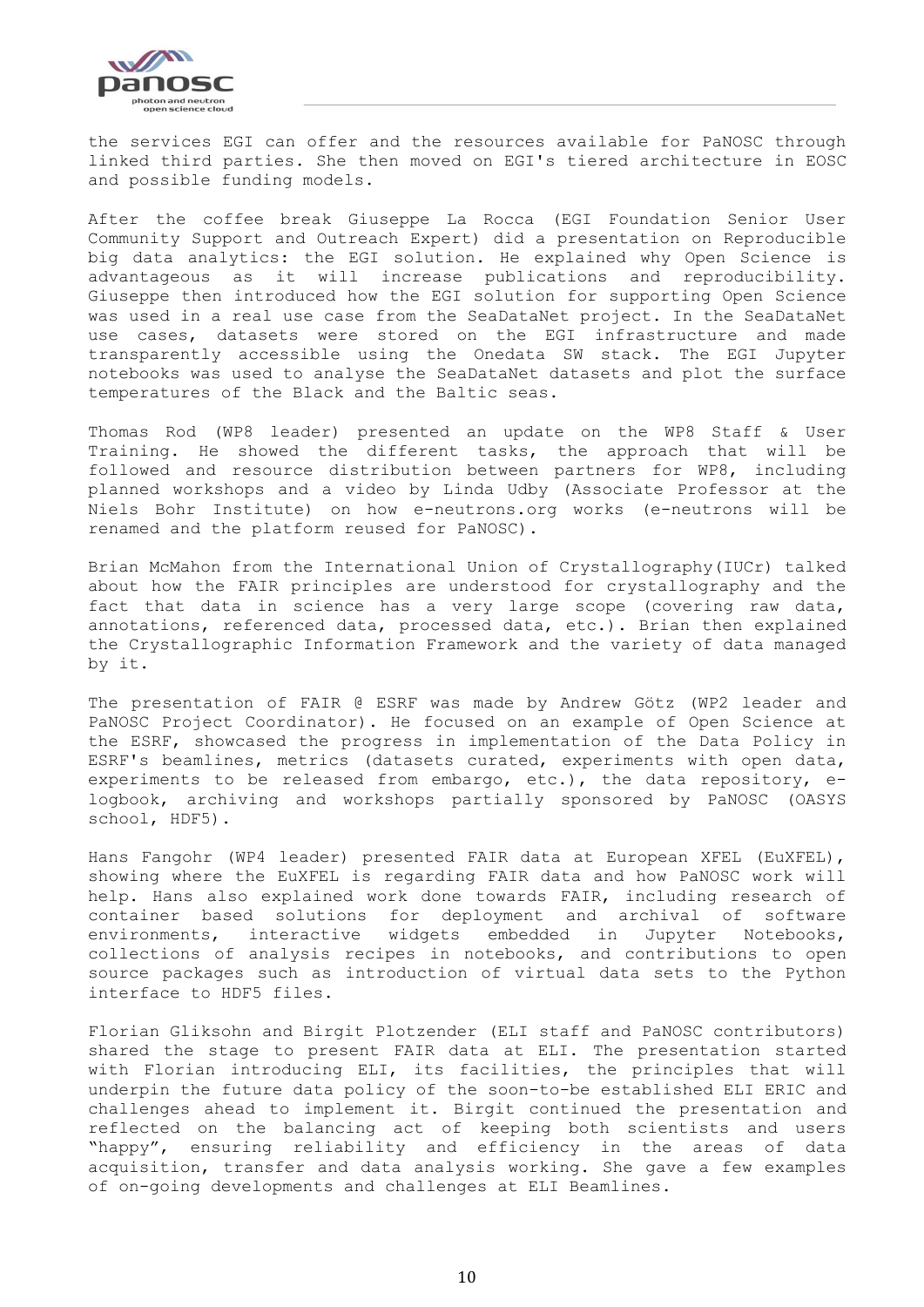the services EGI can offer and the resources available for PaNOSC through linked third parties. She then moved on EGI's tiered architecture in EOSC and possible funding models.

After the coffee break Giuseppe La Rocca (EGI Foundation Senior User Community Support and Outreach Expert) did a presentation on Reproducible big data analytics: the EGI solution. He explained why Open Science is advantageous as it will increase publications and reproducibility. Giuseppe then introduced how the EGI solution for supporting Open Science was used in a real use case from the SeaDataNet project. In the SeaDataNet use cases, datasets were stored on the EGI infrastructure and made transparently accessible using the Onedata SW stack. The EGI Jupyter notebooks was used to analyse the SeaDataNet datasets and plot the surface temperatures of the Black and the Baltic seas.

Thomas Rod (WP8 leader) presented an update on the WP8 Staff & User Training. He showed the different tasks, the approach that will be followed and resource distribution between partners for WP8, including planned workshops and a video by Linda Udby (Associate Professor at the Niels Bohr Institute) on how e-neutrons.org works (e-neutrons will be renamed and the platform reused for PaNOSC).

Brian McMahon from the International Union of Crystallography(IUCr) talked about how the FAIR principles are understood for crystallography and the fact that data in science has a very large scope (covering raw data, annotations, referenced data, processed data, etc.). Brian then explained the Crystallographic Information Framework and the variety of data managed by it.

The presentation of FAIR @ ESRF was made by Andrew Götz (WP2 leader and PaNOSC Project Coordinator). He focused on an example of Open Science at the ESRF, showcased the progress in implementation of the Data Policy in ESRF's beamlines, metrics (datasets curated, experiments with open data, experiments to be released from embargo, etc.), the data repository, e-logbook, archiving and workshops partially sponsored by PaNOSC (OASYS school, HDF5).

Hans Fangohr (WP4 leader) presented FAIR data at European XFEL (EuXFEL), showing where the EuXFEL is regarding FAIR data and how PaNOSC work will help. Hans also explained work done towards FAIR, including research of container based solutions for deployment and archival of software environments, interactive widgets embedded in Jupyter Notebooks, collections of analysis recipes in notebooks, and contributions to open source packages such as introduction of virtual data sets to the Python interface to HDF5 files.

Florian Gliksohn and Birgit Plotzender (ELI staff and PaNOSC contributors) shared the stage to present FAIR data at ELI. The presentation started with Florian introducing ELI, its facilities, the principles that will underpin the future data policy of the soon-to-be established ELI ERIC and challenges ahead to implement it. Birgit continued the presentation and reflected on the balancing act of keeping both scientists and users "happy", ensuring reliability and efficiency in the areas of data acquisition, transfer and data analysis working. She gave a few examples of on-going developments and challenges at ELI Beamlines.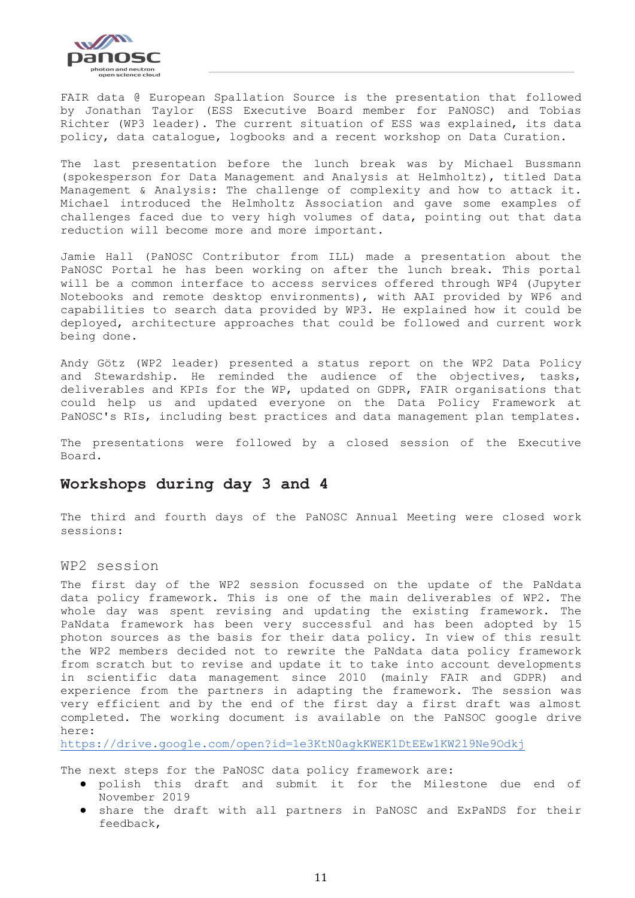FAIR data @ European Spallation Source is the presentation that followed by Jonathan Taylor (ESS Executive Board member for PaNOSC) and Tobias Richter (WP3 leader). The current situation of ESS was explained, its data policy, data catalogue, logbooks and a recent workshop on Data Curation.

The last presentation before the lunch break was by Michael Bussmann (spokesperson for Data Management and Analysis at Helmholtz), titled Data Management & Analysis: The challenge of complexity and how to attack it. Michael introduced the Helmholtz Association and gave some examples of challenges faced due to very high volumes of data, pointing out that data reduction will become more and more important.

Jamie Hall (PaNOSC Contributor from ILL) made a presentation about the PaNOSC Portal he has been working on after the lunch break. This portal will be a common interface to access services offered through WP4 (Jupyter Notebooks and remote desktop environments), with AAI provided by WP6 and capabilities to search data provided by WP3. He explained how it could be deployed, architecture approaches that could be followed and current work being done.

Andy Götz (WP2 leader) presented a status report on the WP2 Data Policy and Stewardship. He reminded the audience of the objectives, tasks, deliverables and KPIs for the WP, updated on GDPR, FAIR organisations that could help us and updated everyone on the Data Policy Framework at PaNOSC's RIs, including best practices and data management plan templates.

The presentations were followed by a closed session of the Executive Board.

## Workshops during day 3 and 4

The third and fourth days of the PaNOSC Annual Meeting were closed work sessions:

### WP2 session

The first day of the WP2 session focussed on the update of the PaNdata data policy framework. This is one of the main deliverables of WP2. The whole day was spent revising and updating the existing framework. The PaNdata framework has been very successful and has been adopted by 15 photon sources as the basis for their data policy. In view of this result the WP2 members decided not to rewrite the PaNdata data policy framework from scratch but to revise and update it to take into account developments in scientific data management since 2010 (mainly FAIR and GDPR) and experience from the partners in adapting the framework. The session was very efficient and by the end of the first day a first draft was almost completed. The working document is available on the PaNSOC google drive here:
https://drive.google.com/open?id=1e3KtN0agkKWEK1DtEEw1KW2l9Ne9Odkj

The next steps for the PaNOSC data policy framework are:

- polish this draft and submit it for the Milestone due end of November 2019
- share the draft with all partners in PaNOSC and ExPaNDS for their feedback,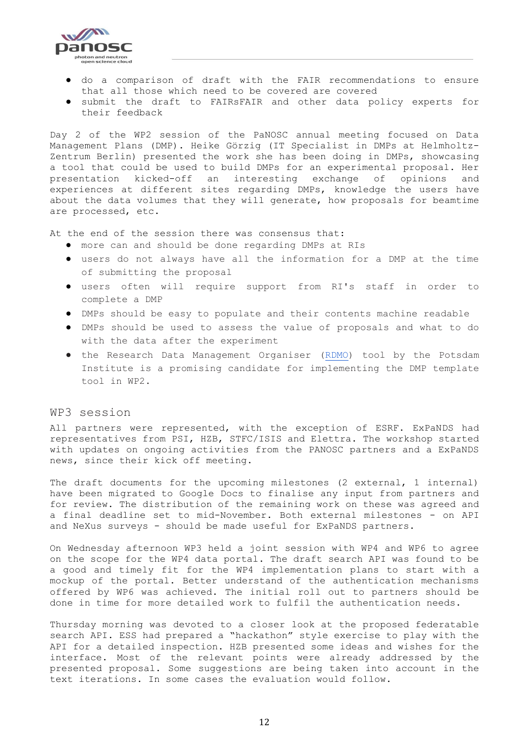- do a comparison of draft with the FAIR recommendations to ensure that all those which need to be covered are covered
- submit the draft to FAIRsFAIR and other data policy experts for their feedback

Day 2 of the WP2 session of the PaNOSC annual meeting focused on Data Management Plans (DMP). Heike Görzig (IT Specialist in DMPs at Helmholtz-Zentrum Berlin) presented the work she has been doing in DMPs, showcasing a tool that could be used to build DMPs for an experimental proposal. Her presentation kicked-off an interesting exchange of opinions and experiences at different sites regarding DMPs, knowledge the users have about the data volumes that they will generate, how proposals for beamtime are processed, etc.

At the end of the session there was consensus that:

- more can and should be done regarding DMPs at RIs
- users do not always have all the information for a DMP at the time of submitting the proposal
- users often will require support from RI's staff in order to complete a DMP
- DMPs should be easy to populate and their contents machine readable
- DMPs should be used to assess the value of proposals and what to do with the data after the experiment
- the Research Data Management Organiser (RDMO) tool by the Potsdam Institute is a promising candidate for implementing the DMP template tool in WP2.

## WP3 session

All partners were represented, with the exception of ESRF. ExPaNDS had representatives from PSI, HZB, STFC/ISIS and Elettra. The workshop started with updates on ongoing activities from the PANOSC partners and a ExPaNDS news, since their kick off meeting.

The draft documents for the upcoming milestones (2 external, 1 internal) have been migrated to Google Docs to finalise any input from partners and for review. The distribution of the remaining work on these was agreed and a final deadline set to mid-November. Both external milestones - on API and NeXus surveys - should be made useful for ExPaNDS partners.

On Wednesday afternoon WP3 held a joint session with WP4 and WP6 to agree on the scope for the WP4 data portal. The draft search API was found to be a good and timely fit for the WP4 implementation plans to start with a mockup of the portal. Better understand of the authentication mechanisms offered by WP6 was achieved. The initial roll out to partners should be done in time for more detailed work to fulfil the authentication needs.

Thursday morning was devoted to a closer look at the proposed federatable search API. ESS had prepared a "hackathon" style exercise to play with the API for a detailed inspection. HZB presented some ideas and wishes for the interface. Most of the relevant points were already addressed by the presented proposal. Some suggestions are being taken into account in the text iterations. In some cases the evaluation would follow.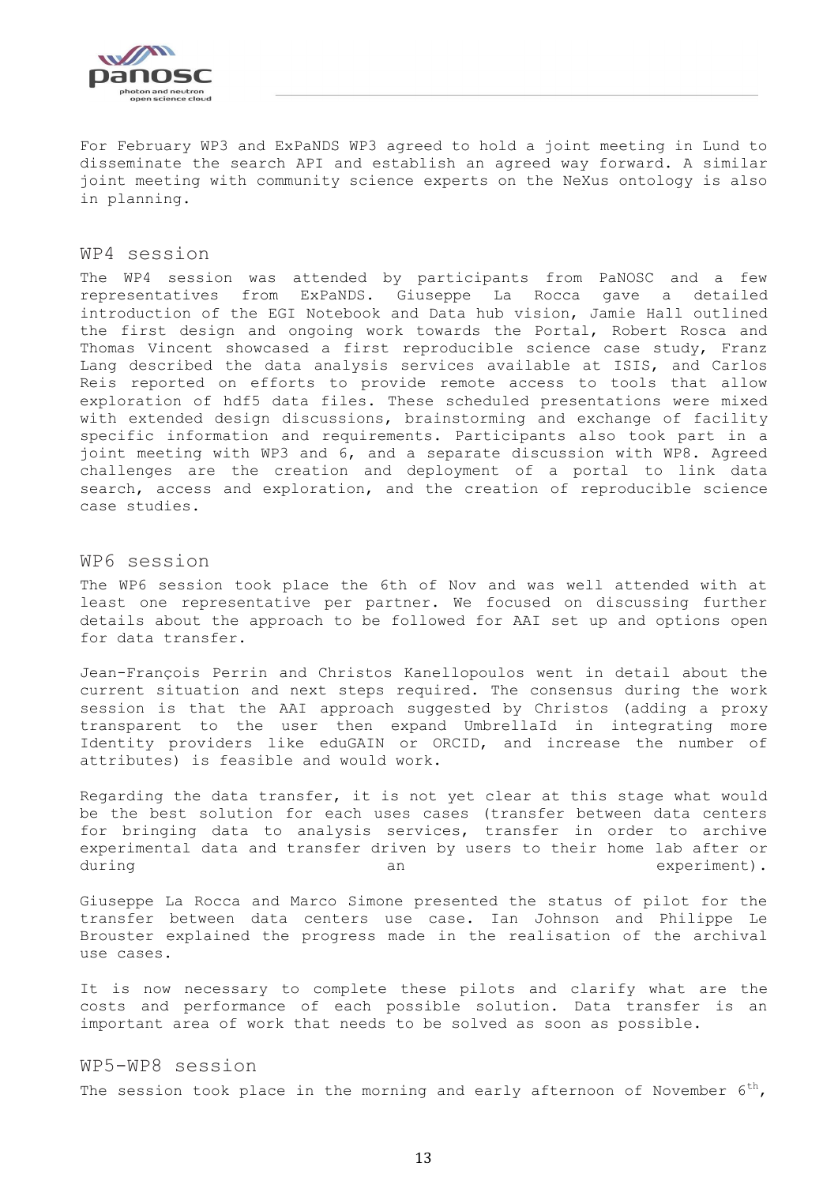For February WP3 and ExPaNDS WP3 agreed to hold a joint meeting in Lund to disseminate the search API and establish an agreed way forward. A similar joint meeting with community science experts on the NeXus ontology is also in planning.

## WP4 session

The WP4 session was attended by participants from PaNOSC and a few representatives from ExPaNDS. Giuseppe La Rocca gave a detailed introduction of the EGI Notebook and Data hub vision, Jamie Hall outlined the first design and ongoing work towards the Portal, Robert Rosca and Thomas Vincent showcased a first reproducible science case study, Franz Lang described the data analysis services available at ISIS, and Carlos Reis reported on efforts to provide remote access to tools that allow exploration of hdf5 data files. These scheduled presentations were mixed with extended design discussions, brainstorming and exchange of facility specific information and requirements. Participants also took part in a joint meeting with WP3 and 6, and a separate discussion with WP8. Agreed challenges are the creation and deployment of a portal to link data search, access and exploration, and the creation of reproducible science case studies.

## WP6 session

The WP6 session took place the 6th of Nov and was well attended with at least one representative per partner. We focused on discussing further details about the approach to be followed for AAI set up and options open for data transfer.

Jean-François Perrin and Christos Kanellopoulos went in detail about the current situation and next steps required. The consensus during the work session is that the AAI approach suggested by Christos (adding a proxy transparent to the user then expand UmbrellaId in integrating more Identity providers like eduGAIN or ORCID, and increase the number of attributes) is feasible and would work.

Regarding the data transfer, it is not yet clear at this stage what would be the best solution for each uses cases (transfer between data centers for bringing data to analysis services, transfer in order to archive experimental data and transfer driven by users to their home lab after or during an experiment).

Giuseppe La Rocca and Marco Simone presented the status of pilot for the transfer between data centers use case. Ian Johnson and Philippe Le Brouster explained the progress made in the realisation of the archival use cases.

It is now necessary to complete these pilots and clarify what are the costs and performance of each possible solution. Data transfer is an important area of work that needs to be solved as soon as possible.

## WP5-WP8 session

The session took place in the morning and early afternoon of November 6th,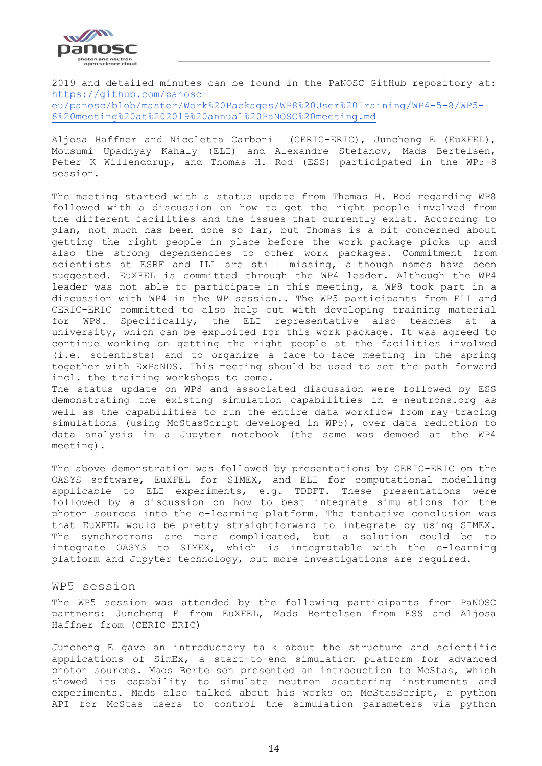2019 and detailed minutes can be found in the PaNOSC GitHub repository at: https://github.com/panosc-eu/panosc/blob/master/Work%20Packages/WP8%20User%20Training/WP4-5-8/WP5-8%20meeting%20at%202019%20annual%20PaNOSC%20meeting.md

Aljosa Haffner and Nicoletta Carboni (CERIC-ERIC), Juncheng E (EuXFEL), Mousumi Upadhyay Kahaly (ELI) and Alexandre Stefanov, Mads Bertelsen, Peter K Willenddrup, and Thomas H. Rod (ESS) participated in the WP5-8 session.

The meeting started with a status update from Thomas H. Rod regarding WP8 followed with a discussion on how to get the right people involved from the different facilities and the issues that currently exist. According to plan, not much has been done so far, but Thomas is a bit concerned about getting the right people in place before the work package picks up and also the strong dependencies to other work packages. Commitment from scientists at ESRF and ILL are still missing, although names have been suggested. EuXFEL is committed through the WP4 leader. Although the WP4 leader was not able to participate in this meeting, a WP8 took part in a discussion with WP4 in the WP session.. The WP5 participants from ELI and CERIC-ERIC committed to also help out with developing training material for WP8. Specifically, the ELI representative also teaches at a university, which can be exploited for this work package. It was agreed to continue working on getting the right people at the facilities involved (i.e. scientists) and to organize a face-to-face meeting in the spring together with ExPaNDS. This meeting should be used to set the path forward incl. the training workshops to come.

The status update on WP8 and associated discussion were followed by ESS demonstrating the existing simulation capabilities in e-neutrons.org as well as the capabilities to run the entire data workflow from ray-tracing simulations (using McStasScript developed in WP5), over data reduction to data analysis in a Jupyter notebook (the same was demoed at the WP4 meeting).

The above demonstration was followed by presentations by CERIC-ERIC on the OASYS software, EuXFEL for SIMEX, and ELI for computational modelling applicable to ELI experiments, e.g. TDDFT. These presentations were followed by a discussion on how to best integrate simulations for the photon sources into the e-learning platform. The tentative conclusion was that EuXFEL would be pretty straightforward to integrate by using SIMEX. The synchrotrons are more complicated, but a solution could be to integrate OASYS to SIMEX, which is integratable with the e-learning platform and Jupyter technology, but more investigations are required.

## WP5 session

The WP5 session was attended by the following participants from PaNOSC partners: Juncheng E from EuXFEL, Mads Bertelsen from ESS and Aljosa Haffner from (CERIC-ERIC)

Juncheng E gave an introductory talk about the structure and scientific applications of SimEx, a start-to-end simulation platform for advanced photon sources. Mads Bertelsen presented an introduction to McStas, which showed its capability to simulate neutron scattering instruments and experiments. Mads also talked about his works on McStasScript, a python API for McStas users to control the simulation parameters via python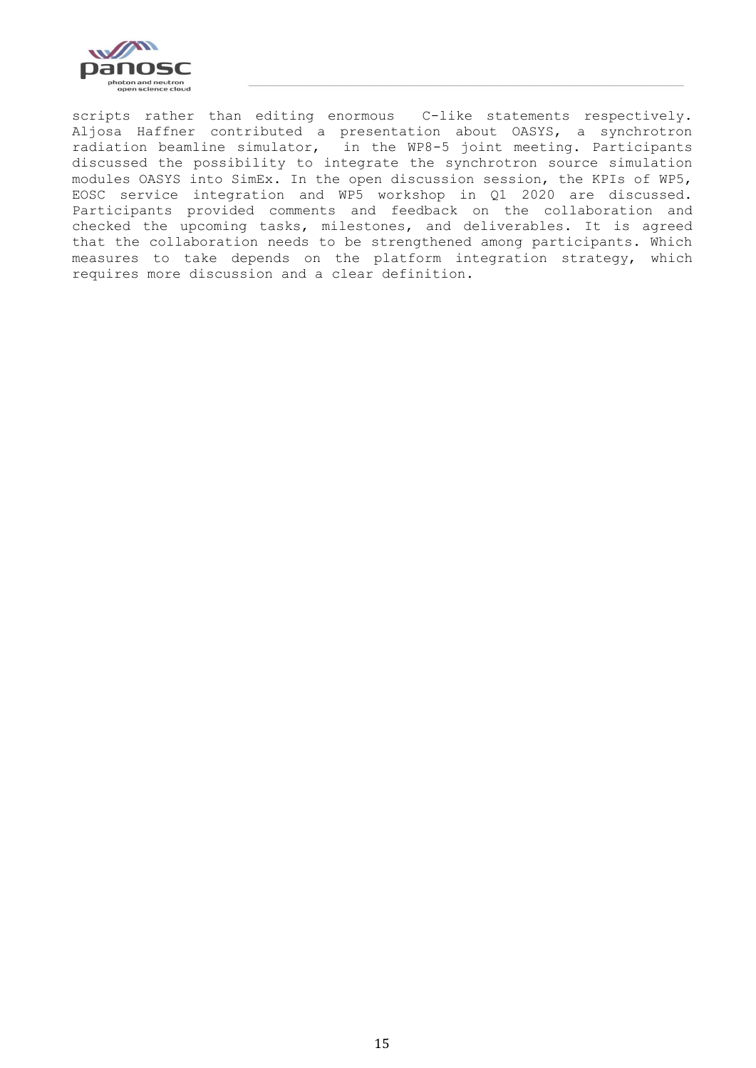scripts rather than editing enormous C-like statements respectively. Aljosa Haffner contributed a presentation about OASYS, a synchrotron radiation beamline simulator, in the WP8-5 joint meeting. Participants discussed the possibility to integrate the synchrotron source simulation modules OASYS into SimEx. In the open discussion session, the KPIs of WP5, EOSC service integration and WP5 workshop in Q1 2020 are discussed. Participants provided comments and feedback on the collaboration and checked the upcoming tasks, milestones, and deliverables. It is agreed that the collaboration needs to be strengthened among participants. Which measures to take depends on the platform integration strategy, which requires more discussion and a clear definition.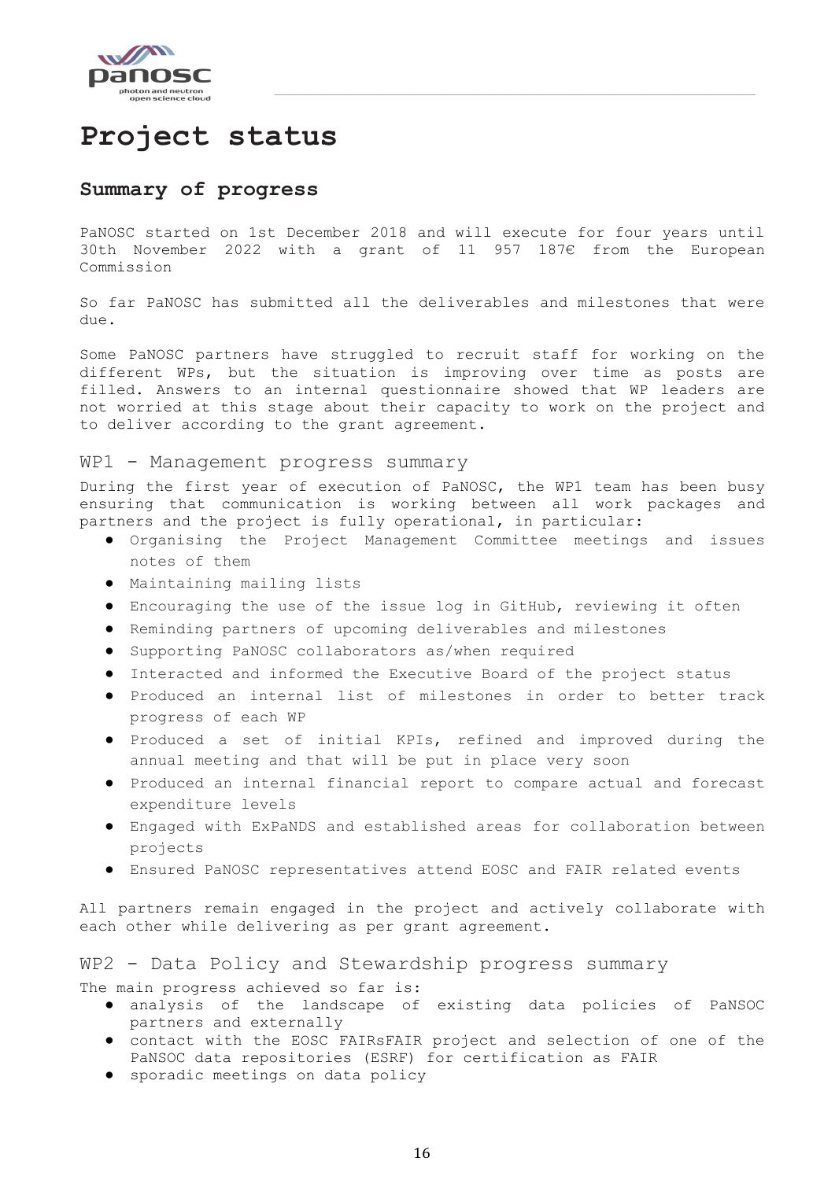# Project status

## Summary of progress

PaNOSC started on 1st December 2018 and will execute for four years until 30th November 2022 with a grant of 11 957 187€ from the European Commission

So far PaNOSC has submitted all the deliverables and milestones that were due.

Some PaNOSC partners have struggled to recruit staff for working on the different WPs, but the situation is improving over time as posts are filled. Answers to an internal questionnaire showed that WP leaders are not worried at this stage about their capacity to work on the project and to deliver according to the grant agreement.

### WP1 - Management progress summary

During the first year of execution of PaNOSC, the WP1 team has been busy ensuring that communication is working between all work packages and partners and the project is fully operational, in particular:

- Organising the Project Management Committee meetings and issues notes of them
- Maintaining mailing lists
- Encouraging the use of the issue log in GitHub, reviewing it often
- Reminding partners of upcoming deliverables and milestones
- Supporting PaNOSC collaborators as/when required
- Interacted and informed the Executive Board of the project status
- Produced an internal list of milestones in order to better track progress of each WP
- Produced a set of initial KPIs, refined and improved during the annual meeting and that will be put in place very soon
- Produced an internal financial report to compare actual and forecast expenditure levels
- Engaged with ExPaNDS and established areas for collaboration between projects
- Ensured PaNOSC representatives attend EOSC and FAIR related events

All partners remain engaged in the project and actively collaborate with each other while delivering as per grant agreement.

### WP2 - Data Policy and Stewardship progress summary

The main progress achieved so far is:

- analysis of the landscape of existing data policies of PaNSOC partners and externally
- contact with the EOSC FAIRsFAIR project and selection of one of the PaNSOC data repositories (ESRF) for certification as FAIR
- sporadic meetings on data policy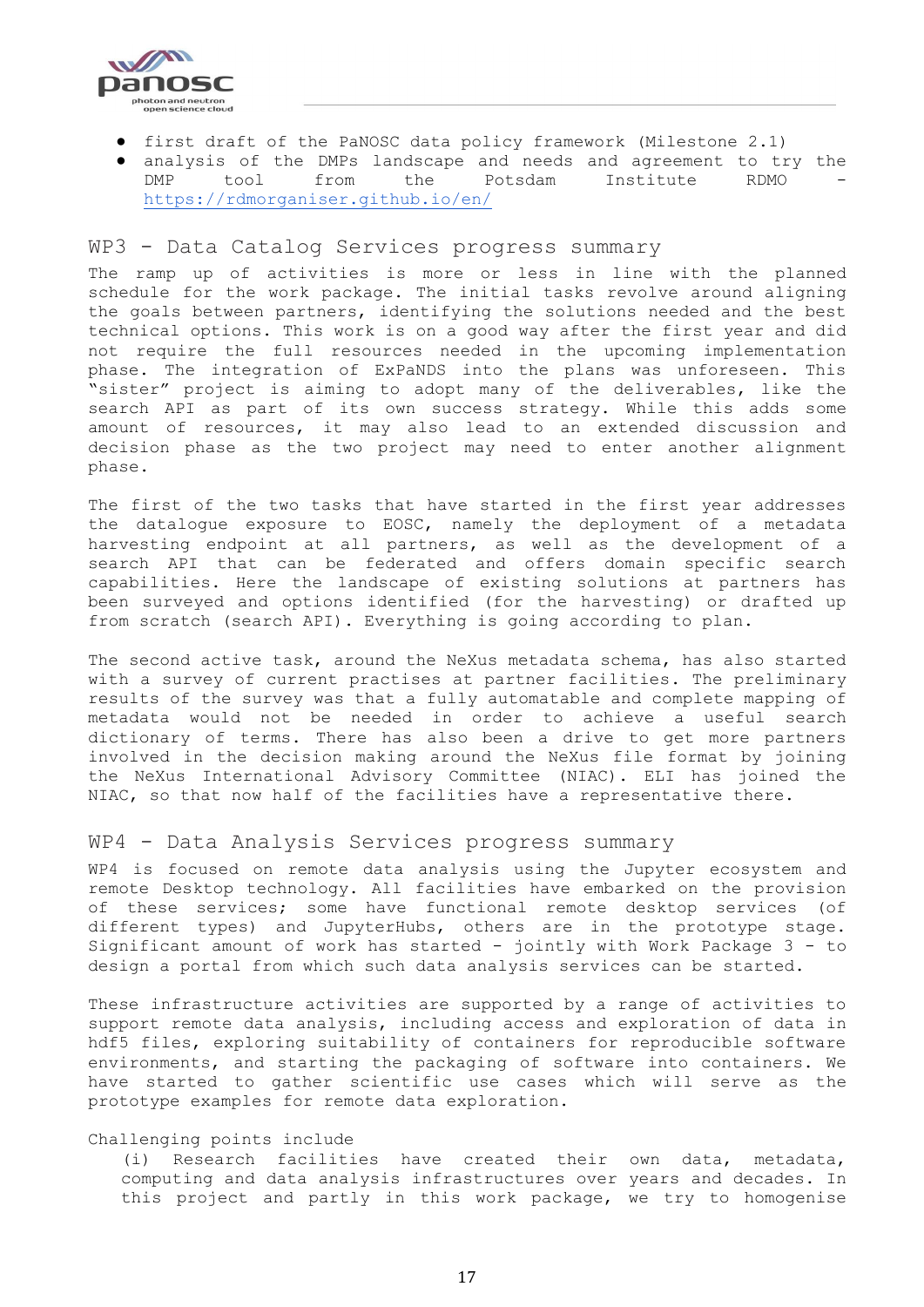- first draft of the PaNOSC data policy framework (Milestone 2.1)
- analysis of the DMPs landscape and needs and agreement to try the DMP tool from the Potsdam Institute RDMO - https://rdmorganiser.github.io/en/

## WP3 - Data Catalog Services progress summary

The ramp up of activities is more or less in line with the planned schedule for the work package. The initial tasks revolve around aligning the goals between partners, identifying the solutions needed and the best technical options. This work is on a good way after the first year and did not require the full resources needed in the upcoming implementation phase. The integration of ExPaNDS into the plans was unforeseen. This "sister" project is aiming to adopt many of the deliverables, like the search API as part of its own success strategy. While this adds some amount of resources, it may also lead to an extended discussion and decision phase as the two project may need to enter another alignment phase.

The first of the two tasks that have started in the first year addresses the datalogue exposure to EOSC, namely the deployment of a metadata harvesting endpoint at all partners, as well as the development of a search API that can be federated and offers domain specific search capabilities. Here the landscape of existing solutions at partners has been surveyed and options identified (for the harvesting) or drafted up from scratch (search API). Everything is going according to plan.

The second active task, around the NeXus metadata schema, has also started with a survey of current practises at partner facilities. The preliminary results of the survey was that a fully automatable and complete mapping of metadata would not be needed in order to achieve a useful search dictionary of terms. There has also been a drive to get more partners involved in the decision making around the NeXus file format by joining the NeXus International Advisory Committee (NIAC). ELI has joined the NIAC, so that now half of the facilities have a representative there.

## WP4 - Data Analysis Services progress summary

WP4 is focused on remote data analysis using the Jupyter ecosystem and remote Desktop technology. All facilities have embarked on the provision of these services; some have functional remote desktop services (of different types) and JupyterHubs, others are in the prototype stage. Significant amount of work has started - jointly with Work Package 3 - to design a portal from which such data analysis services can be started.

These infrastructure activities are supported by a range of activities to support remote data analysis, including access and exploration of data in hdf5 files, exploring suitability of containers for reproducible software environments, and starting the packaging of software into containers. We have started to gather scientific use cases which will serve as the prototype examples for remote data exploration.

Challenging points include

(i) Research facilities have created their own data, metadata, computing and data analysis infrastructures over years and decades. In this project and partly in this work package, we try to homogenise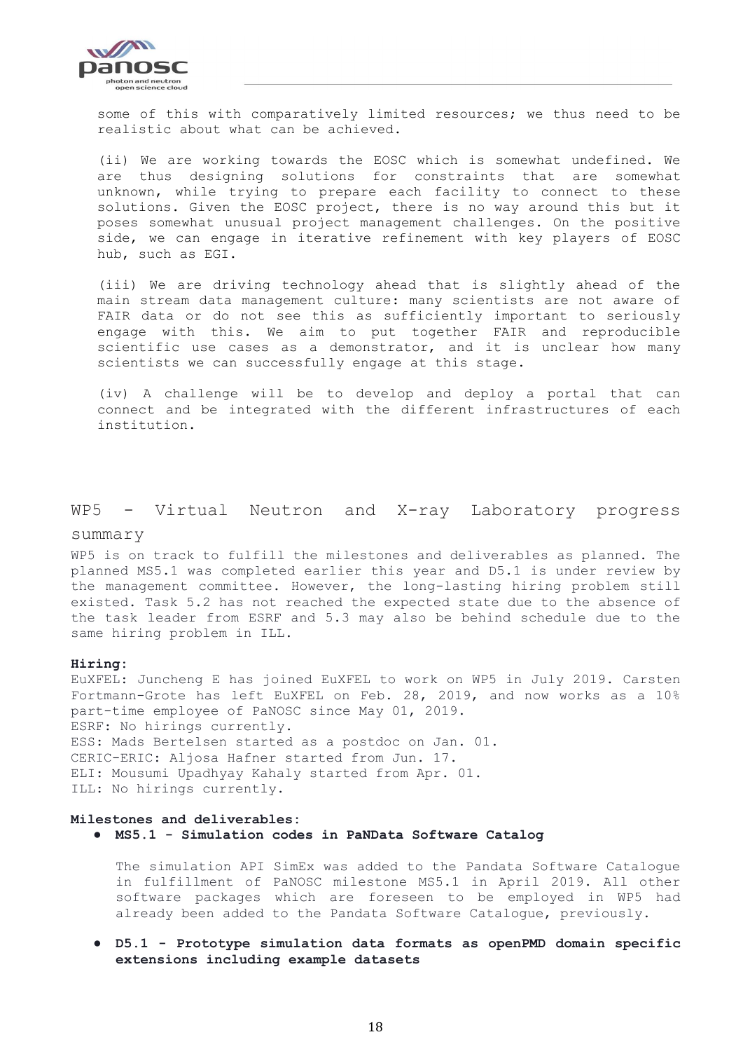some of this with comparatively limited resources; we thus need to be realistic about what can be achieved.

(ii) We are working towards the EOSC which is somewhat undefined. We are thus designing solutions for constraints that are somewhat unknown, while trying to prepare each facility to connect to these solutions. Given the EOSC project, there is no way around this but it poses somewhat unusual project management challenges. On the positive side, we can engage in iterative refinement with key players of EOSC hub, such as EGI.

(iii) We are driving technology ahead that is slightly ahead of the main stream data management culture: many scientists are not aware of FAIR data or do not see this as sufficiently important to seriously engage with this. We aim to put together FAIR and reproducible scientific use cases as a demonstrator, and it is unclear how many scientists we can successfully engage at this stage.

(iv) A challenge will be to develop and deploy a portal that can connect and be integrated with the different infrastructures of each institution.

## WP5 - Virtual Neutron and X-ray Laboratory progress summary

WP5 is on track to fulfill the milestones and deliverables as planned. The planned MS5.1 was completed earlier this year and D5.1 is under review by the management committee. However, the long-lasting hiring problem still existed. Task 5.2 has not reached the expected state due to the absence of the task leader from ESRF and 5.3 may also be behind schedule due to the same hiring problem in ILL.

**Hiring:**

EuXFEL: Juncheng E has joined EuXFEL to work on WP5 in July 2019. Carsten Fortmann-Grote has left EuXFEL on Feb. 28, 2019, and now works as a 10% part-time employee of PaNOSC since May 01, 2019.
ESRF: No hirings currently.
ESS: Mads Bertelsen started as a postdoc on Jan. 01.
CERIC-ERIC: Aljosa Hafner started from Jun. 17.
ELI: Mousumi Upadhyay Kahaly started from Apr. 01.
ILL: No hirings currently.

**Milestones and deliverables:**

- **MS5.1 - Simulation codes in PaNData Software Catalog**

  The simulation API SimEx was added to the Pandata Software Catalogue in fulfillment of PaNOSC milestone MS5.1 in April 2019. All other software packages which are foreseen to be employed in WP5 had already been added to the Pandata Software Catalogue, previously.

- **D5.1 - Prototype simulation data formats as openPMD domain specific extensions including example datasets**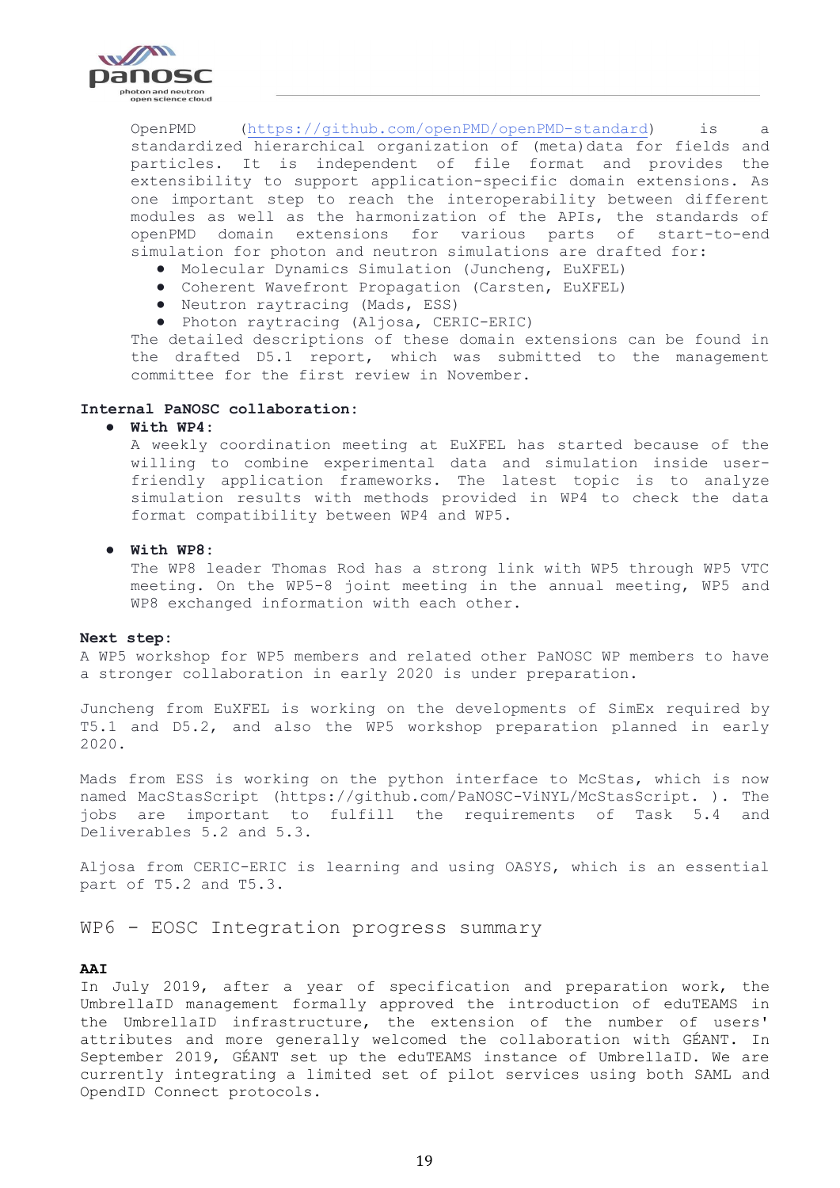OpenPMD (https://github.com/openPMD/openPMD-standard) is a standardized hierarchical organization of (meta)data for fields and particles. It is independent of file format and provides the extensibility to support application-specific domain extensions. As one important step to reach the interoperability between different modules as well as the harmonization of the APIs, the standards of openPMD domain extensions for various parts of start-to-end simulation for photon and neutron simulations are drafted for:

- Molecular Dynamics Simulation (Juncheng, EuXFEL)
- Coherent Wavefront Propagation (Carsten, EuXFEL)
- Neutron raytracing (Mads, ESS)
- Photon raytracing (Aljosa, CERIC-ERIC)

The detailed descriptions of these domain extensions can be found in the drafted D5.1 report, which was submitted to the management committee for the first review in November.

**Internal PaNOSC collaboration:**

- **With WP4:**
  A weekly coordination meeting at EuXFEL has started because of the willing to combine experimental data and simulation inside user-friendly application frameworks. The latest topic is to analyze simulation results with methods provided in WP4 to check the data format compatibility between WP4 and WP5.

- **With WP8:**
  The WP8 leader Thomas Rod has a strong link with WP5 through WP5 VTC meeting. On the WP5-8 joint meeting in the annual meeting, WP5 and WP8 exchanged information with each other.

**Next step:**
A WP5 workshop for WP5 members and related other PaNOSC WP members to have a stronger collaboration in early 2020 is under preparation.

Juncheng from EuXFEL is working on the developments of SimEx required by T5.1 and D5.2, and also the WP5 workshop preparation planned in early 2020.

Mads from ESS is working on the python interface to McStas, which is now named MacStasScript (https://github.com/PaNOSC-ViNYL/McStasScript. ). The jobs are important to fulfill the requirements of Task 5.4 and Deliverables 5.2 and 5.3.

Aljosa from CERIC-ERIC is learning and using OASYS, which is an essential part of T5.2 and T5.3.

## WP6 - EOSC Integration progress summary

**AAI**
In July 2019, after a year of specification and preparation work, the UmbrellaID management formally approved the introduction of eduTEAMS in the UmbrellaID infrastructure, the extension of the number of users' attributes and more generally welcomed the collaboration with GÉANT. In September 2019, GÉANT set up the eduTEAMS instance of UmbrellaID. We are currently integrating a limited set of pilot services using both SAML and OpendID Connect protocols.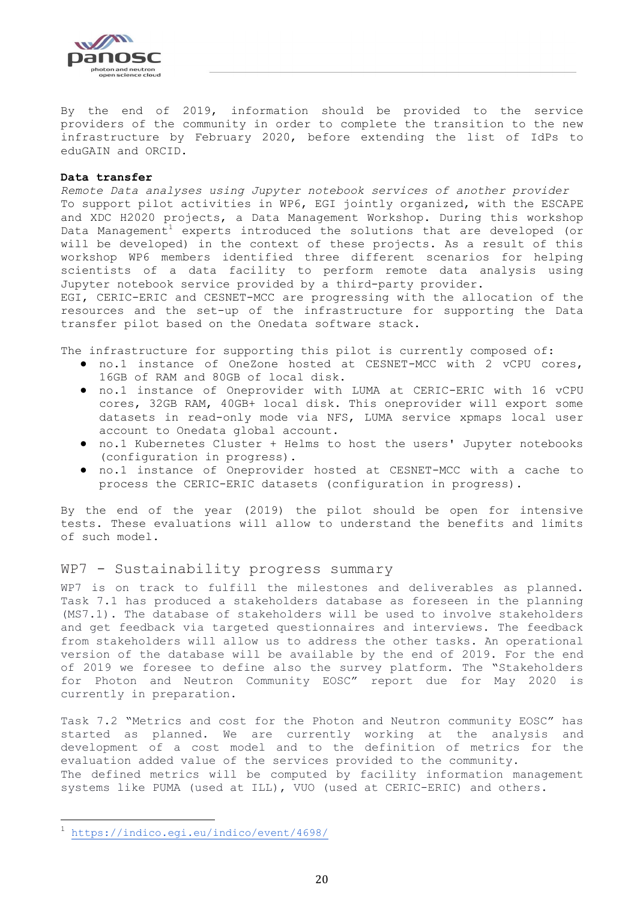By the end of 2019, information should be provided to the service providers of the community in order to complete the transition to the new infrastructure by February 2020, before extending the list of IdPs to eduGAIN and ORCID.

**Data transfer**

*Remote Data analyses using Jupyter notebook services of another provider*

To support pilot activities in WP6, EGI jointly organized, with the ESCAPE and XDC H2020 projects, a Data Management Workshop. During this workshop Data Management[1] experts introduced the solutions that are developed (or will be developed) in the context of these projects. As a result of this workshop WP6 identified three different scenarios for helping scientists of a data facility to perform remote data analysis using Jupyter notebook service provided by a third-party provider.

EGI, CERIC-ERIC and CESNET-MCC are progressing with the allocation of the resources and the set-up of the infrastructure for supporting the Data transfer pilot based on the Onedata software stack.

The infrastructure for supporting this pilot is currently composed of:

- no.1 instance of OneZone hosted at CESNET-MCC with 2 vCPU cores, 16GB of RAM and 80GB of local disk.
- no.1 instance of Oneprovider with LUMA at CERIC-ERIC with 16 vCPU cores, 32GB RAM, 40GB+ local disk. This oneprovider will export some datasets in read-only mode via NFS, LUMA service xpmaps local user account to Onedata global account.
- no.1 Kubernetes Cluster + Helms to host the users' Jupyter notebooks (configuration in progress).
- no.1 instance of Oneprovider hosted at CESNET-MCC with a cache to process the CERIC-ERIC datasets (configuration in progress).

By the end of the year (2019) the pilot should be open for intensive tests. These evaluations will allow to understand the benefits and limits of such model.

## WP7 - Sustainability progress summary

WP7 is on track to fulfill the milestones and deliverables as planned. Task 7.1 has produced a stakeholders database as foreseen in the planning (MS7.1). The database of stakeholders will be used to involve stakeholders and get feedback via targeted questionnaires and interviews. The feedback from stakeholders will allow us to address the other tasks. An operational version of the database will be available by the end of 2019. For the end of 2019 we foresee to define also the survey platform. The "Stakeholders for Photon and Neutron Community EOSC" report due for May 2020 is currently in preparation.

Task 7.2 "Metrics and cost for the Photon and Neutron community EOSC" has started as planned. We are currently working at the analysis and development of a cost model and to the definition of metrics for the evaluation added value of the services provided to the community.

The defined metrics will be computed by facility information management systems like PUMA (used at ILL), VUO (used at CERIC-ERIC) and others.

---

[1] https://indico.egi.eu/indico/event/4698/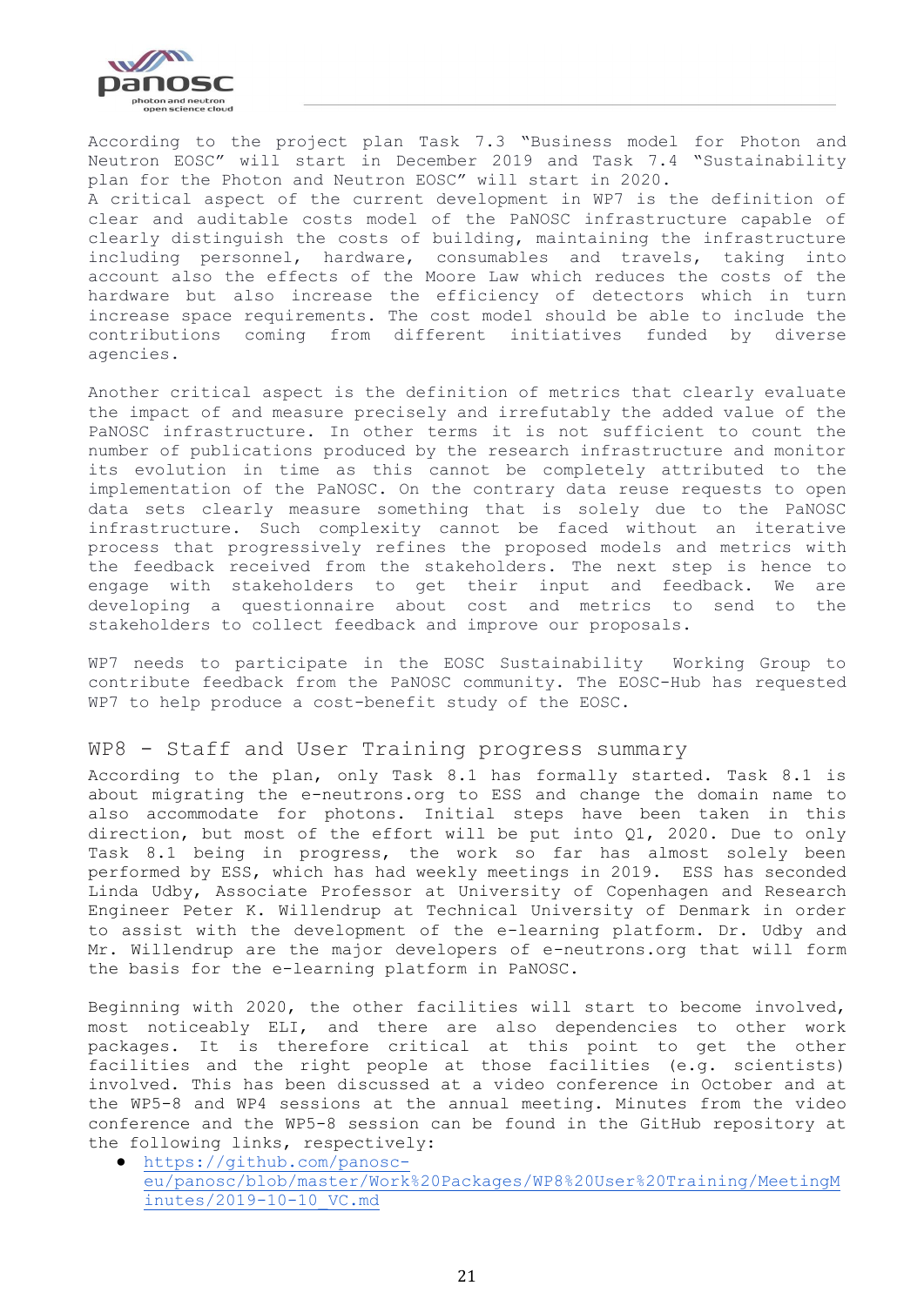According to the project plan Task 7.3 "Business model for Photon and Neutron EOSC" will start in December 2019 and Task 7.4 "Sustainability plan for the Photon and Neutron EOSC" will start in 2020.
A critical aspect of the current development in WP7 is the definition of clear and auditable costs model of the PaNOSC infrastructure capable of clearly distinguish the costs of building, maintaining the infrastructure including personnel, hardware, consumables and travels, taking into account also the effects of the Moore Law which reduces the costs of the hardware but also increase the efficiency of detectors which in turn increase space requirements. The cost model should be able to include the contributions coming from different initiatives funded by diverse agencies.

Another critical aspect is the definition of metrics that clearly evaluate the impact of and measure precisely and irrefutably the added value of the PaNOSC infrastructure. In other terms it is not sufficient to count the number of publications produced by the research infrastructure and monitor its evolution in time as this cannot be completely attributed to the implementation of the PaNOSC. On the contrary data reuse requests to open data sets clearly measure something that is solely due to the PaNOSC infrastructure. Such complexity cannot be faced without an iterative process that progressively refines the proposed models and metrics with the feedback received from the stakeholders. The next step is hence to engage with stakeholders to get their input and feedback. We are developing a questionnaire about cost and metrics to send to the stakeholders to collect feedback and improve our proposals.

WP7 needs to participate in the EOSC Sustainability Working Group to contribute feedback from the PaNOSC community. The EOSC-Hub has requested WP7 to help produce a cost-benefit study of the EOSC.

## WP8 - Staff and User Training progress summary

According to the plan, only Task 8.1 has formally started. Task 8.1 is about migrating the e-neutrons.org to ESS and change the domain name to also accommodate for photons. Initial steps have been taken in this direction, but most of the effort will be put into Q1, 2020. Due to only Task 8.1 being in progress, the work so far has almost solely been performed by ESS, which has had weekly meetings in 2019. ESS has seconded Linda Udby, Associate Professor at University of Copenhagen and Research Engineer Peter K. Willendrup at Technical University of Denmark in order to assist with the development of the e-learning platform. Dr. Udby and Mr. Willendrup are the major developers of e-neutrons.org that will form the basis for the e-learning platform in PaNOSC.

Beginning with 2020, the other facilities will start to become involved, most noticeably ELI, and there are also dependencies to other work packages. It is therefore critical at this point to get the other facilities and the right people at those facilities (e.g. scientists) involved. This has been discussed at a video conference in October and at the WP5-8 and WP4 sessions at the annual meeting. Minutes from the video conference and the WP5-8 session can be found in the GitHub repository at the following links, respectively:

- https://github.com/panosc-eu/panosc/blob/master/Work%20Packages/WP8%20User%20Training/MeetingMinutes/2019-10-10_VC.md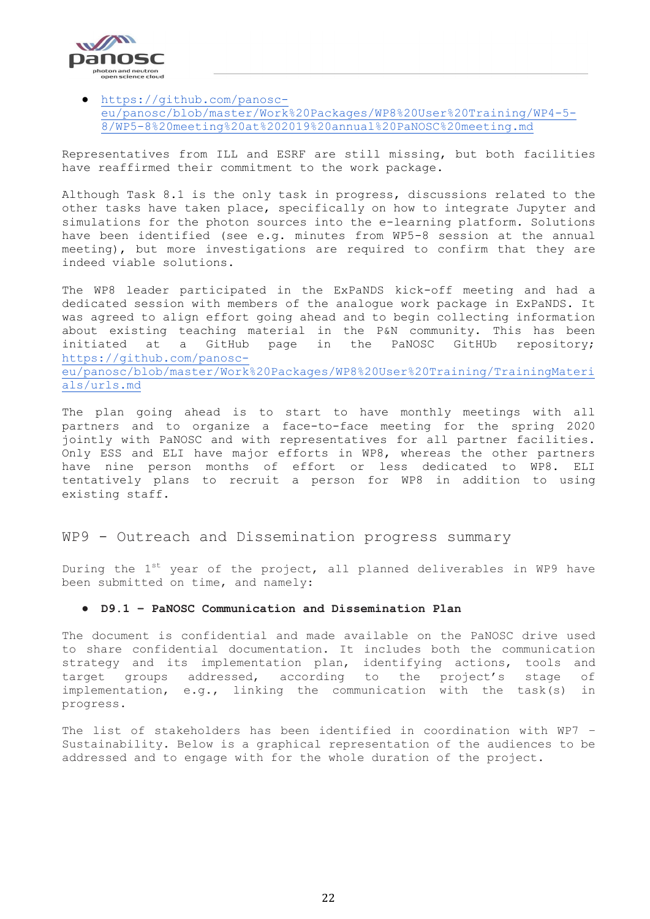- https://github.com/panosc-eu/panosc/blob/master/Work%20Packages/WP8%20User%20Training/WP4-5-8/WP5-8%20meeting%20at%202019%20annual%20PaNOSC%20meeting.md

Representatives from ILL and ESRF are still missing, but both facilities have reaffirmed their commitment to the work package.

Although Task 8.1 is the only task in progress, discussions related to the other tasks have taken place, specifically on how to integrate Jupyter and simulations for the photon sources into the e-learning platform. Solutions have been identified (see e.g. minutes from WP5-8 session at the annual meeting), but more investigations are required to confirm that they are indeed viable solutions.

The WP8 leader participated in the ExPaNDS kick-off meeting and had a dedicated session with members of the analogue work package in ExPaNDS. It was agreed to align effort going ahead and to begin collecting information about existing teaching material in the P&N community. This has been initiated at a GitHub page in the PaNOSC GitHUb repository; https://github.com/panosc-eu/panosc/blob/master/Work%20Packages/WP8%20User%20Training/TrainingMaterials/urls.md

The plan going ahead is to start to have monthly meetings with all partners and to organize a face-to-face meeting for the spring 2020 jointly with PaNOSC and with representatives for all partner facilities. Only ESS and ELI have major efforts in WP8, whereas the other partners have nine person months of effort or less dedicated to WP8. ELI tentatively plans to recruit a person for WP8 in addition to using existing staff.

## WP9 - Outreach and Dissemination progress summary

During the 1st year of the project, all planned deliverables in WP9 have been submitted on time, and namely:

- **D9.1 – PaNOSC Communication and Dissemination Plan**

The document is confidential and made available on the PaNOSC drive used to share confidential documentation. It includes both the communication strategy and its implementation plan, identifying actions, tools and target groups addressed, according to the project's stage of implementation, e.g., linking the communication with the task(s) in progress.

The list of stakeholders has been identified in coordination with WP7 – Sustainability. Below is a graphical representation of the audiences to be addressed and to engage with for the whole duration of the project.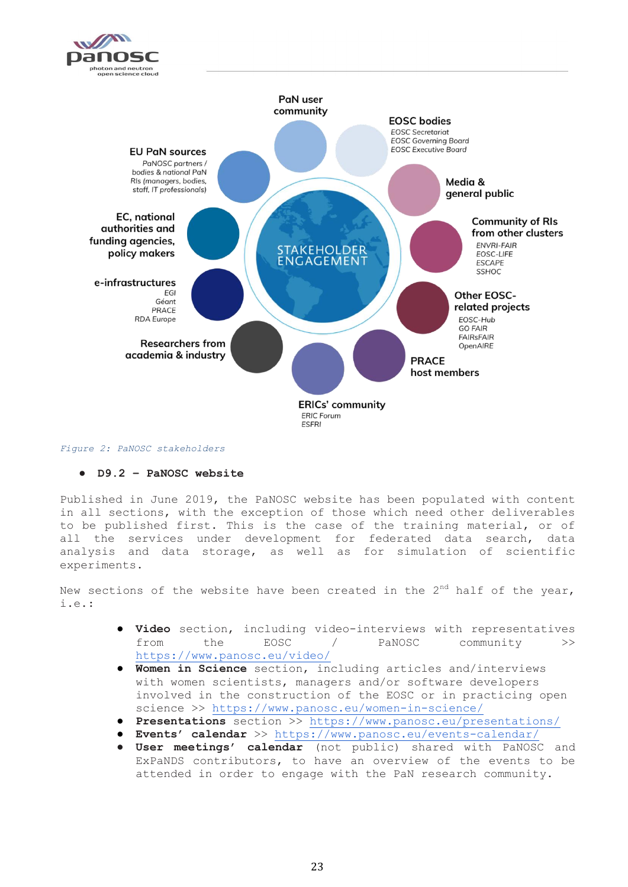PaN user community

EOSC bodies
EOSC Secretariat
EOSC Governing Board
EOSC Executive Board

EU PaN sources
PaNOSC partners / bodies & national PaN RIs (managers, bodies, staff, IT professionals)

Media & general public

EC, national authorities and funding agencies, policy makers

STAKEHOLDER ENGAGEMENT

Community of RIs from other clusters
ENVRI-FAIR
EOSC-LIFE
ESCAPE
SSHOC

e-infrastructures
EGI
Géant
PRACE
RDA Europe

Other EOSC-related projects
EOSC-Hub
GO FAIR
FAIRsFAIR
OpenAIRE

Researchers from academia & industry

PRACE host members

ERICs' community
ERIC Forum
ESFRI

*Figure 2: PaNOSC stakeholders*

- **D9.2 – PaNOSC website**

Published in June 2019, the PaNOSC website has been populated with content in all sections, with the exception of those which need other deliverables to be published first. This is the case of the training material, or of all the services under development for federated data search, data analysis and data storage, as well as for simulation of scientific experiments.

New sections of the website have been created in the 2nd half of the year, i.e.:

- **Video** section, including video-interviews with representatives from the EOSC / PaNOSC community >> https://www.panosc.eu/video/
- **Women in Science** section, including articles and/interviews with women scientists, managers and/or software developers involved in the construction of the EOSC or in practicing open science >> https://www.panosc.eu/women-in-science/
- **Presentations** section >> https://www.panosc.eu/presentations/
- **Events' calendar** >> https://www.panosc.eu/events-calendar/
- **User meetings' calendar** (not public) shared with PaNOSC and ExPaNDS contributors, to have an overview of the events to be attended in order to engage with the PaN research community.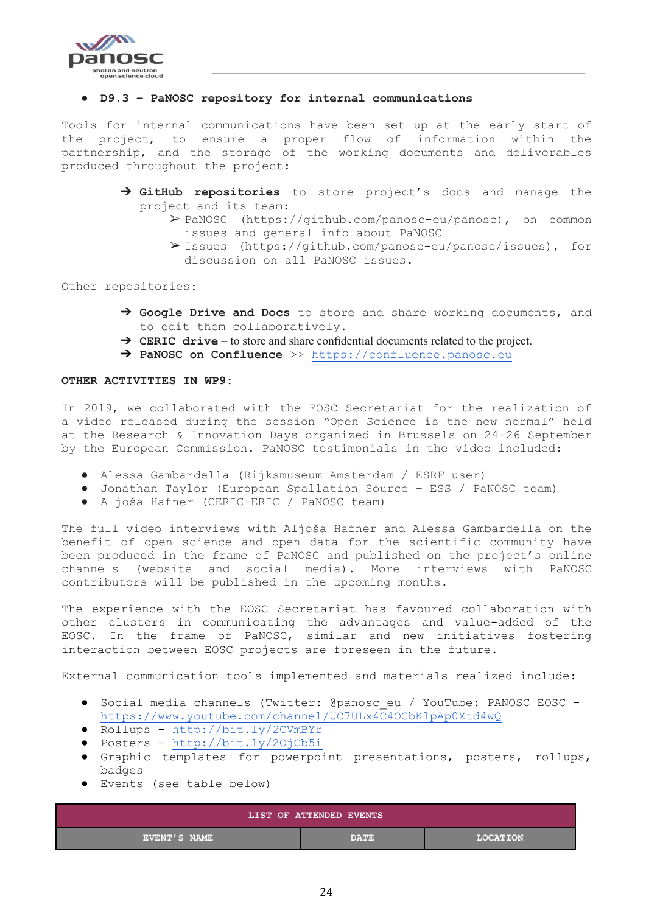- **D9.3 – PaNOSC repository for internal communications**

Tools for internal communications have been set up at the early start of the project, to ensure a proper flow of information within the partnership, and the storage of the working documents and deliverables produced throughout the project:

- ➔ **GitHub repositories** to store project's docs and manage the project and its team:
  - ➢ PaNOSC (https://github.com/panosc-eu/panosc), on common issues and general info about PaNOSC
  - ➢ Issues (https://github.com/panosc-eu/panosc/issues), for discussion on all PaNOSC issues.

Other repositories:

- ➔ **Google Drive and Docs** to store and share working documents, and to edit them collaboratively.
- ➔ **CERIC drive** – to store and share confidential documents related to the project.
- ➔ **PaNOSC on Confluence** >> https://confluence.panosc.eu

**OTHER ACTIVITIES IN WP9:**

In 2019, we collaborated with the EOSC Secretariat for the realization of a video released during the session "Open Science is the new normal" held at the Research & Innovation Days organized in Brussels on 24-26 September by the European Commission. PaNOSC testimonials in the video included:

- Alessa Gambardella (Rijksmuseum Amsterdam / ESRF user)
- Jonathan Taylor (European Spallation Source - ESS / PaNOSC team)
- Aljoša Hafner (CERIC-ERIC / PaNOSC team)

The full video interviews with Aljoša Hafner and Alessa Gambardella on the benefit of open science and open data for the scientific community have been produced in the frame of PaNOSC and published on the project's online channels (website and social media). More interviews with PaNOSC contributors will be published in the upcoming months.

The experience with the EOSC Secretariat has favoured collaboration with other clusters in communicating the advantages and value-added of the EOSC. In the frame of PaNOSC, similar and new initiatives fostering interaction between EOSC projects are foreseen in the future.

External communication tools implemented and materials realized include:

- Social media channels (Twitter: @panosc_eu / YouTube: PANOSC EOSC - https://www.youtube.com/channel/UC7ULx4C4OCbKlpAp0Xtd4wQ
- Rollups - http://bit.ly/2CVmBYr
- Posters - http://bit.ly/2OjCb5i
- Graphic templates for powerpoint presentations, posters, rollups, badges
- Events (see table below)

| LIST OF ATTENDED EVENTS | | |
|---|---|---|
| EVENT'S NAME | DATE | LOCATION |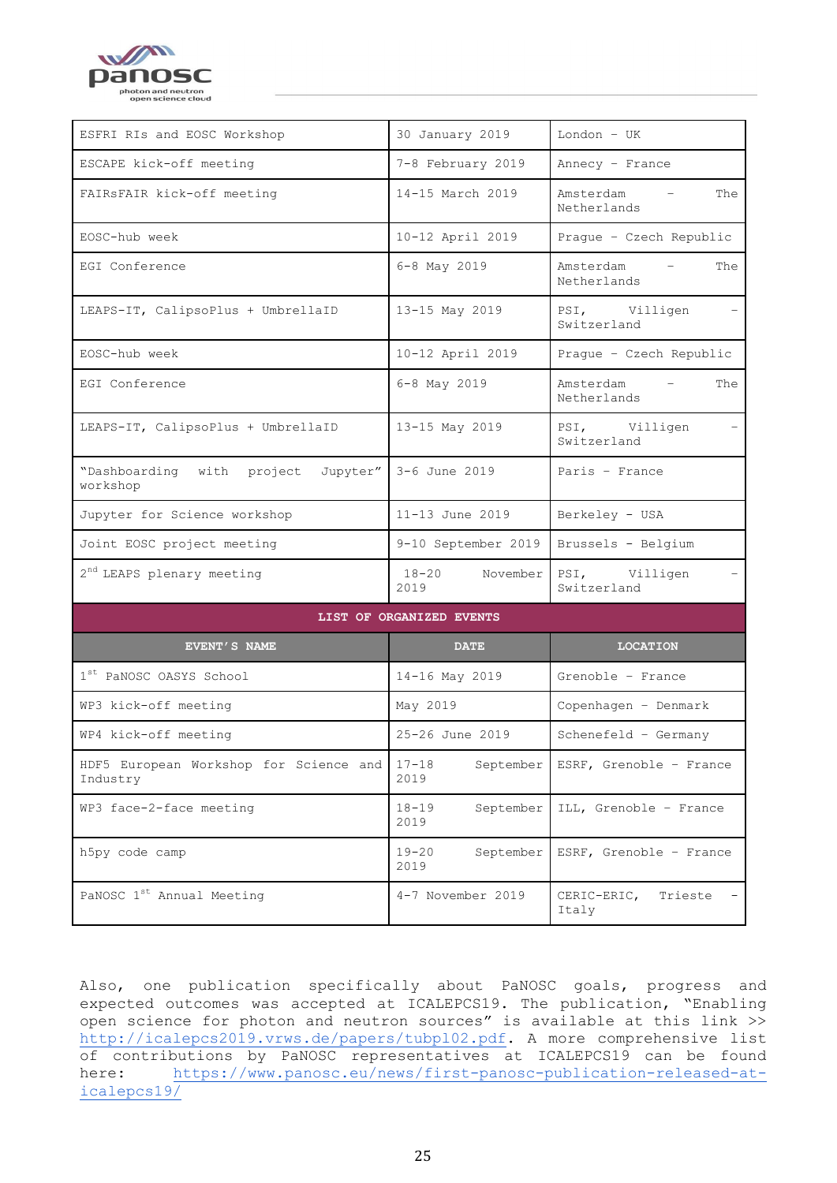| | | |
|---|---|---|
| ESFRI RIs and EOSC Workshop | 30 January 2019 | London – UK |
| ESCAPE kick-off meeting | 7-8 February 2019 | Annecy – France |
| FAIRsFAIR kick-off meeting | 14-15 March 2019 | Amsterdam – The Netherlands |
| EOSC-hub week | 10-12 April 2019 | Prague – Czech Republic |
| EGI Conference | 6-8 May 2019 | Amsterdam – The Netherlands |
| LEAPS-IT, CalipsoPlus + UmbrellaID | 13-15 May 2019 | PSI, Villigen – Switzerland |
| EOSC-hub week | 10-12 April 2019 | Prague – Czech Republic |
| EGI Conference | 6-8 May 2019 | Amsterdam – The Netherlands |
| LEAPS-IT, CalipsoPlus + UmbrellaID | 13-15 May 2019 | PSI, Villigen – Switzerland |
| "Dashboarding with project Jupyter" workshop | 3-6 June 2019 | Paris – France |
| Jupyter for Science workshop | 11-13 June 2019 | Berkeley – USA |
| Joint EOSC project meeting | 9-10 September 2019 | Brussels – Belgium |
| 2nd LEAPS plenary meeting | 18-20 November 2019 | PSI, Villigen – Switzerland |
| **LIST OF ORGANIZED EVENTS** | | |
| **EVENT'S NAME** | **DATE** | **LOCATION** |
| 1st PaNOSC OASYS School | 14-16 May 2019 | Grenoble – France |
| WP3 kick-off meeting | May 2019 | Copenhagen – Denmark |
| WP4 kick-off meeting | 25-26 June 2019 | Schenefeld – Germany |
| HDF5 European Workshop for Science and Industry | 17-18 September 2019 | ESRF, Grenoble – France |
| WP3 face-2-face meeting | 18-19 September 2019 | ILL, Grenoble – France |
| h5py code camp | 19-20 September 2019 | ESRF, Grenoble – France |
| PaNOSC 1st Annual Meeting | 4-7 November 2019 | CERIC-ERIC, Trieste – Italy |

Also, one publication specifically about PaNOSC goals, progress and expected outcomes was accepted at ICALEPCS19. The publication, "Enabling open science for photon and neutron sources" is available at this link >> http://icalepcs2019.vrws.de/papers/tubpl02.pdf. A more comprehensive list of contributions by PaNOSC representatives at ICALEPCS19 can be found here: https://www.panosc.eu/news/first-panosc-publication-released-at-icalepcs19/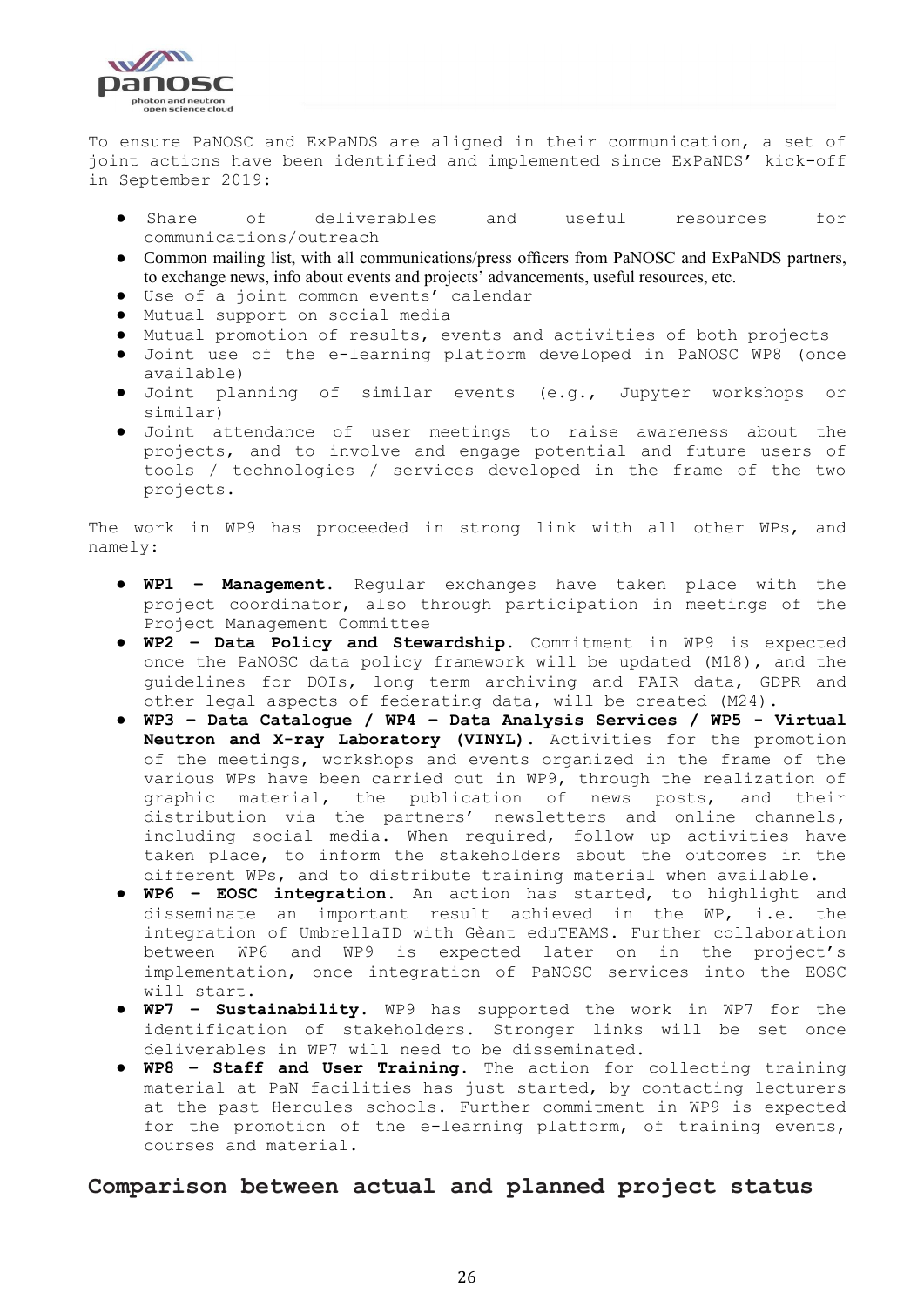To ensure PaNOSC and ExPaNDS are aligned in their communication, a set of joint actions have been identified and implemented since ExPaNDS' kick-off in September 2019:

- Share of deliverables and useful resources for communications/outreach
- Common mailing list, with all communications/press officers from PaNOSC and ExPaNDS partners, to exchange news, info about events and projects' advancements, useful resources, etc.
- Use of a joint common events' calendar
- Mutual support on social media
- Mutual promotion of results, events and activities of both projects
- Joint use of the e-learning platform developed in PaNOSC WP8 (once available)
- Joint planning of similar events (e.g., Jupyter workshops or similar)
- Joint attendance of user meetings to raise awareness about the projects, and to involve and engage potential and future users of tools / technologies / services developed in the frame of the two projects.

The work in WP9 has proceeded in strong link with all other WPs, and namely:

- **WP1 – Management.** Regular exchanges have taken place with the project coordinator, also through participation in meetings of the Project Management Committee
- **WP2 – Data Policy and Stewardship.** Commitment in WP9 is expected once the PaNOSC data policy framework will be updated (M18), and the guidelines for DOIs, long term archiving and FAIR data, GDPR and other legal aspects of federating data, will be created (M24).
- **WP3 – Data Catalogue / WP4 – Data Analysis Services / WP5 - Virtual Neutron and X-ray Laboratory (VINYL).** Activities for the promotion of the meetings, workshops and events organized in the frame of the various WPs have been carried out in WP9, through the realization of graphic material, the publication of news posts, and their distribution via the partners' newsletters and online channels, including social media. When required, follow up activities have taken place, to inform the stakeholders about the outcomes in the different WPs, and to distribute training material when available.
- **WP6 – EOSC integration.** An action has started, to highlight and disseminate an important result achieved in the WP, i.e. the integration of UmbrellaID with Gèant eduTEAMS. Further collaboration between WP6 and WP9 is expected later on in the project's implementation, once integration of PaNOSC services into the EOSC will start.
- **WP7 – Sustainability.** WP9 has supported the work in WP7 for the identification of stakeholders. Stronger links will be set once deliverables in WP7 will need to be disseminated.
- **WP8 – Staff and User Training.** The action for collecting training material at PaN facilities has just started, by contacting lecturers at the past Hercules schools. Further commitment in WP9 is expected for the promotion of the e-learning platform, of training events, courses and material.

## Comparison between actual and planned project status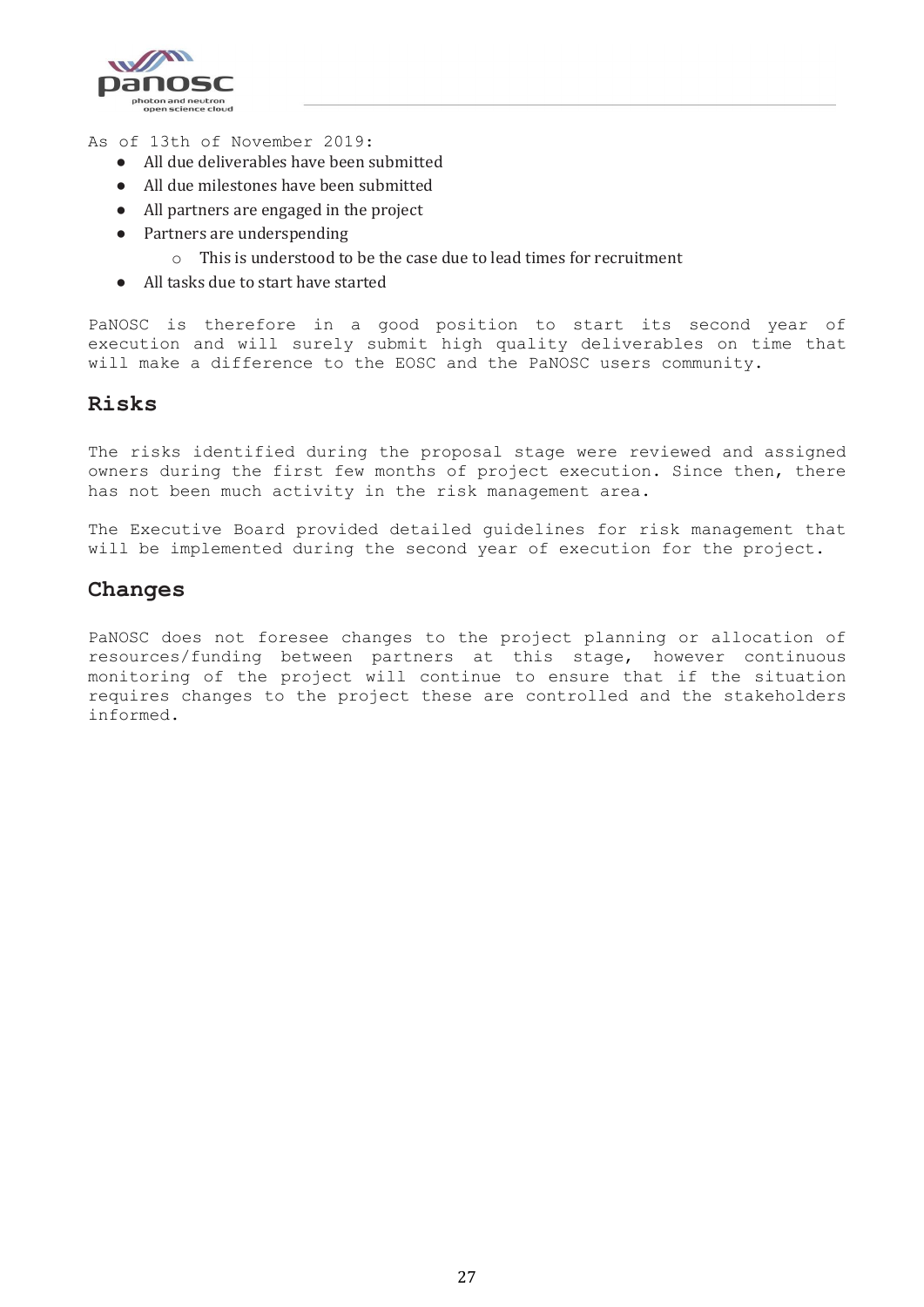As of 13th of November 2019:

- All due deliverables have been submitted
- All due milestones have been submitted
- All partners are engaged in the project
- Partners are underspending
    - This is understood to be the case due to lead times for recruitment
- All tasks due to start have started

PaNOSC is therefore in a good position to start its second year of execution and will surely submit high quality deliverables on time that will make a difference to the EOSC and the PaNOSC users community.

## Risks

The risks identified during the proposal stage were reviewed and assigned owners during the first few months of project execution. Since then, there has not been much activity in the risk management area.

The Executive Board provided detailed guidelines for risk management that will be implemented during the second year of execution for the project.

## Changes

PaNOSC does not foresee changes to the project planning or allocation of resources/funding between partners at this stage, however continuous monitoring of the project will continue to ensure that if the situation requires changes to the project these are controlled and the stakeholders informed.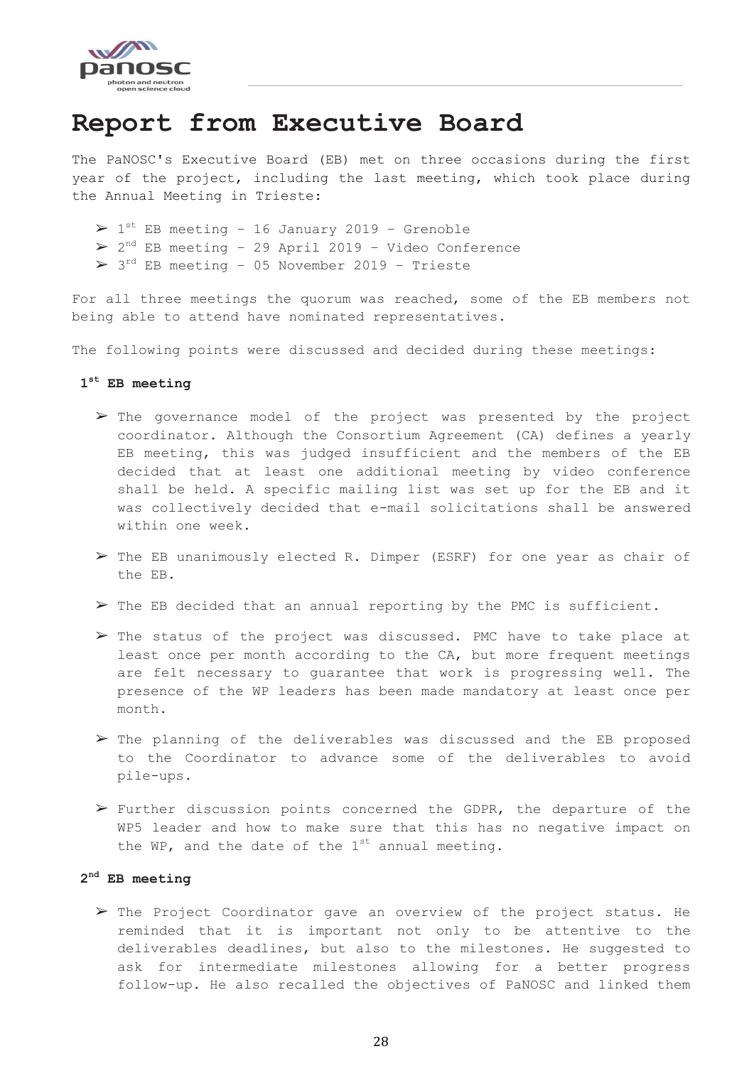# Report from Executive Board

The PaNOSC's Executive Board (EB) met on three occasions during the first year of the project, including the last meeting, which took place during the Annual Meeting in Trieste:

- 1st EB meeting - 16 January 2019 - Grenoble
- 2nd EB meeting - 29 April 2019 - Video Conference
- 3rd EB meeting - 05 November 2019 - Trieste

For all three meetings the quorum was reached, some of the EB members not being able to attend have nominated representatives.

The following points were discussed and decided during these meetings:

### 1st EB meeting

- The governance model of the project was presented by the project coordinator. Although the Consortium Agreement (CA) defines a yearly EB meeting, this was judged insufficient and the members of the EB decided that at least one additional meeting by video conference shall be held. A specific mailing list was set up for the EB and it was collectively decided that e-mail solicitations shall be answered within one week.

- The EB unanimously elected R. Dimper (ESRF) for one year as chair of the EB.

- The EB decided that an annual reporting by the PMC is sufficient.

- The status of the project was discussed. PMC have to take place at least once per month according to the CA, but more frequent meetings are felt necessary to guarantee that work is progressing well. The presence of the WP leaders has been made mandatory at least once per month.

- The planning of the deliverables was discussed and the EB proposed to the Coordinator to advance some of the deliverables to avoid pile-ups.

- Further discussion points concerned the GDPR, the departure of the WP5 leader and how to make sure that this has no negative impact on the WP, and the date of the 1st annual meeting.

### 2nd EB meeting

- The Project Coordinator gave an overview of the project status. He reminded that it is important not only to be attentive to the deliverables deadlines, but also to the milestones. He suggested to ask for intermediate milestones allowing for a better progress follow-up. He also recalled the objectives of PaNOSC and linked them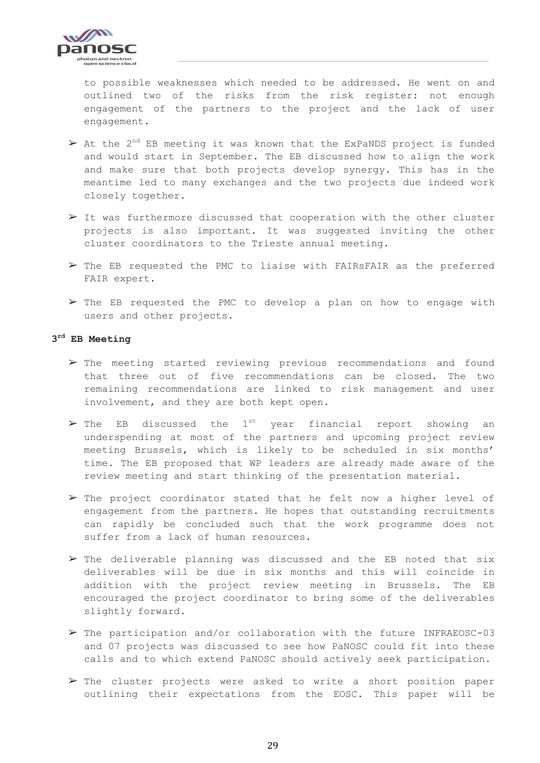to possible weaknesses which needed to be addressed. He went on and outlined two of the risks from the risk register: not enough engagement of the partners to the project and the lack of user engagement.

- At the 2nd EB meeting it was known that the ExPaNDS project is funded and would start in September. The EB discussed how to align the work and make sure that both projects develop synergy. This has in the meantime led to many exchanges and the two projects due indeed work closely together.

- It was furthermore discussed that cooperation with the other cluster projects is also important. It was suggested inviting the other cluster coordinators to the Trieste annual meeting.

- The EB requested the PMC to liaise with FAIRsFAIR as the preferred FAIR expert.

- The EB requested the PMC to develop a plan on how to engage with users and other projects.

**3rd EB Meeting**

- The meeting started reviewing previous recommendations and found that three out of five recommendations can be closed. The two remaining recommendations are linked to risk management and user involvement, and they are both kept open.

- The EB discussed the 1st year financial report showing an underspending at most of the partners and upcoming project review meeting Brussels, which is likely to be scheduled in six months' time. The EB proposed that WP leaders are already made aware of the review meeting and start thinking of the presentation material.

- The project coordinator stated that he felt now a higher level of engagement from the partners. He hopes that outstanding recruitments can rapidly be concluded such that the work programme does not suffer from a lack of human resources.

- The deliverable planning was discussed and the EB noted that six deliverables will be due in six months and this will coincide in addition with the project review meeting in Brussels. The EB encouraged the project coordinator to bring some of the deliverables slightly forward.

- The participation and/or collaboration with the future INFRAEOSC-03 and 07 projects was discussed to see how PaNOSC could fit into these calls and to which extend PaNOSC should actively seek participation.

- The cluster projects were asked to write a short position paper outlining their expectations from the EOSC. This paper will be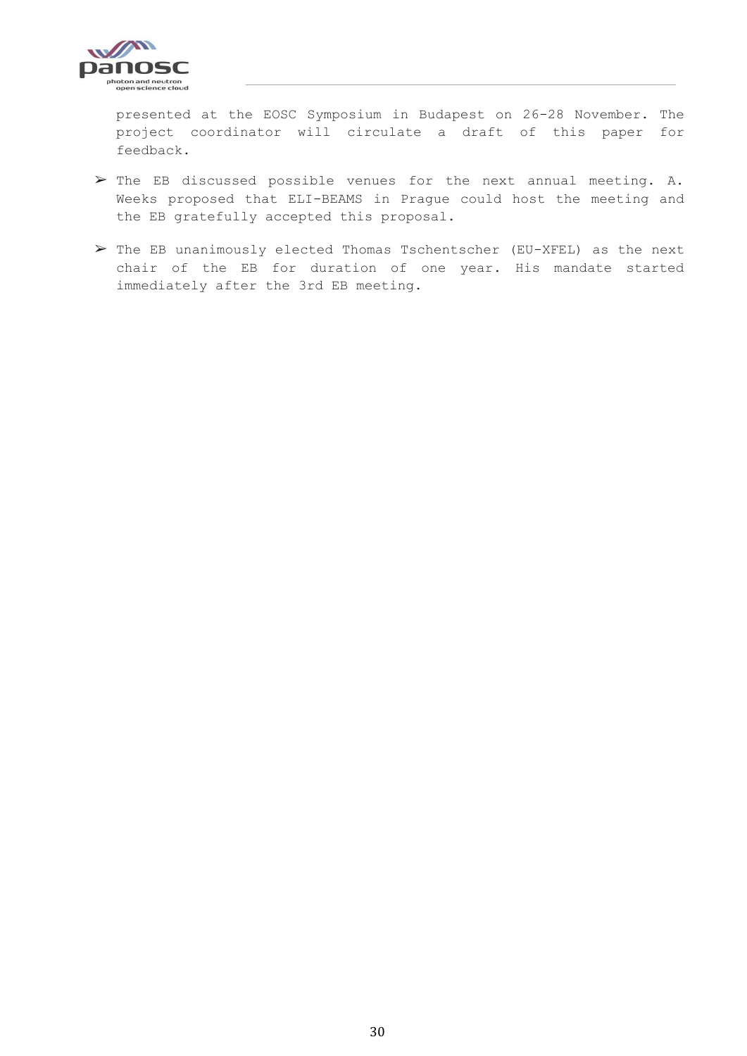presented at the EOSC Symposium in Budapest on 26-28 November. The project coordinator will circulate a draft of this paper for feedback.

- The EB discussed possible venues for the next annual meeting. A. Weeks proposed that ELI-BEAMS in Prague could host the meeting and the EB gratefully accepted this proposal.

- The EB unanimously elected Thomas Tschentscher (EU-XFEL) as the next chair of the EB for duration of one year. His mandate started immediately after the 3rd EB meeting.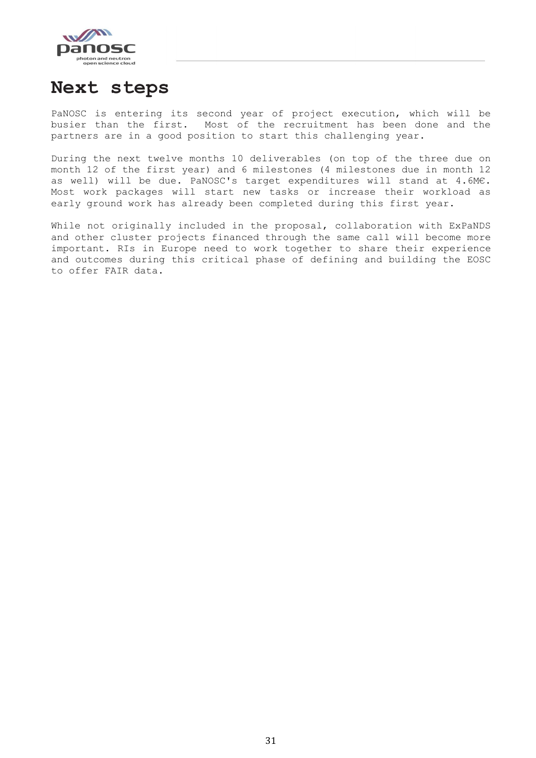# Next steps

PaNOSC is entering its second year of project execution, which will be busier than the first. Most of the recruitment has been done and the partners are in a good position to start this challenging year.

During the next twelve months 10 deliverables (on top of the three due on month 12 of the first year) and 6 milestones (4 milestones due in month 12 as well) will be due. PaNOSC's target expenditures will stand at 4.6M€. Most work packages will start new tasks or increase their workload as early ground work has already been completed during this first year.

While not originally included in the proposal, collaboration with ExPaNDS and other cluster projects financed through the same call will become more important. RIs in Europe need to work together to share their experience and outcomes during this critical phase of defining and building the EOSC to offer FAIR data.